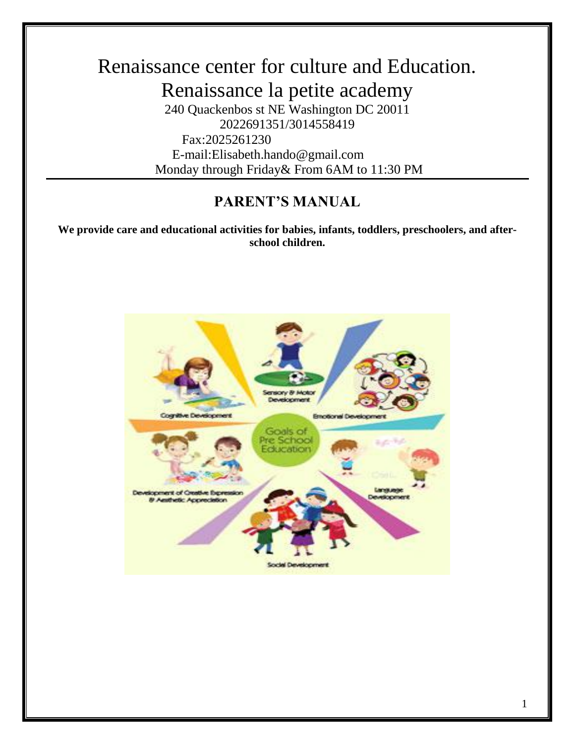# Renaissance center for culture and Education.

# Renaissance la petite academy

240 Quackenbos st NE Washington DC 20011
2022691351/3014558419
Fax:2025261230
E-mail:Elisabeth.hando@gmail.com
Monday through Friday& From 6AM to 11:30 PM

## PARENT'S MANUAL

**We provide care and educational activities for babies, infants, toddlers, preschoolers, and after-school children.**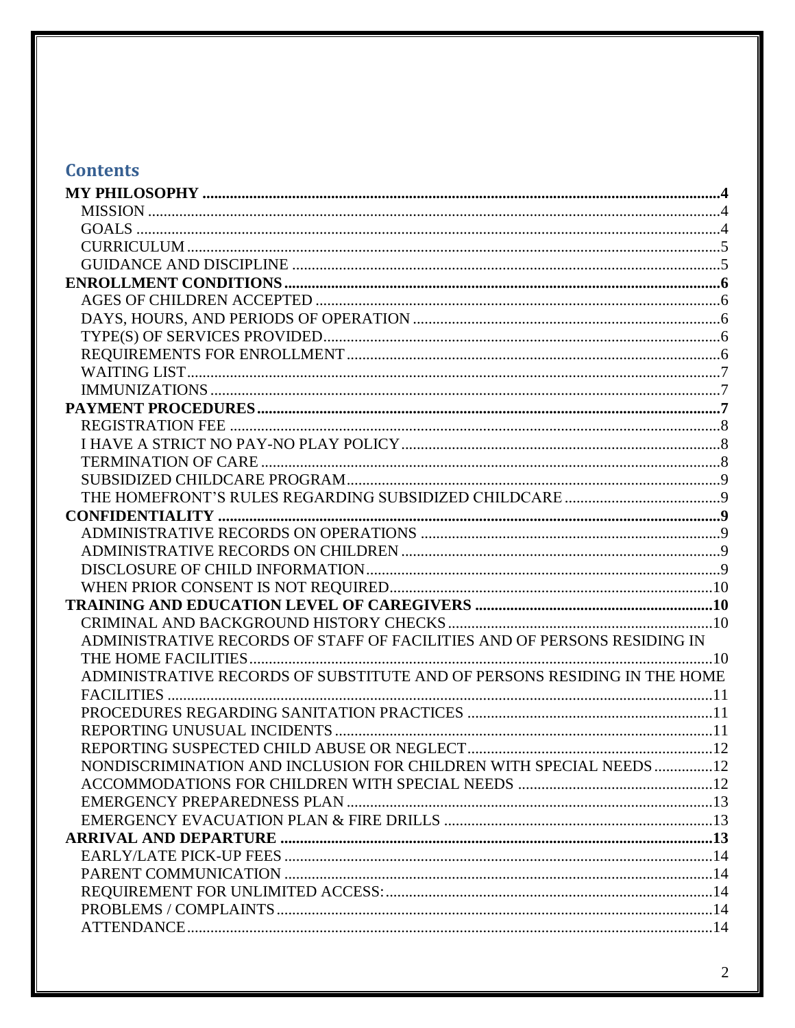## Contents

**MY PHILOSOPHY** .......... **4**
- MISSION .......... 4
- GOALS .......... 4
- CURRICULUM .......... 5
- GUIDANCE AND DISCIPLINE .......... 5

**ENROLLMENT CONDITIONS** .......... **6**
- AGES OF CHILDREN ACCEPTED .......... 6
- DAYS, HOURS, AND PERIODS OF OPERATION .......... 6
- TYPE(S) OF SERVICES PROVIDED .......... 6
- REQUIREMENTS FOR ENROLLMENT .......... 6
- WAITING LIST .......... 7
- IMMUNIZATIONS .......... 7

**PAYMENT PROCEDURES** .......... **7**
- REGISTRATION FEE .......... 8
- I HAVE A STRICT NO PAY-NO PLAY POLICY .......... 8
- TERMINATION OF CARE .......... 8
- SUBSIDIZED CHILDCARE PROGRAM .......... 9
- THE HOMEFRONT'S RULES REGARDING SUBSIDIZED CHILDCARE .......... 9

**CONFIDENTIALITY** .......... **9**
- ADMINISTRATIVE RECORDS ON OPERATIONS .......... 9
- ADMINISTRATIVE RECORDS ON CHILDREN .......... 9
- DISCLOSURE OF CHILD INFORMATION .......... 9
- WHEN PRIOR CONSENT IS NOT REQUIRED .......... 10

**TRAINING AND EDUCATION LEVEL OF CAREGIVERS** .......... **10**
- CRIMINAL AND BACKGROUND HISTORY CHECKS .......... 10
- ADMINISTRATIVE RECORDS OF STAFF OF FACILITIES AND OF PERSONS RESIDING IN THE HOME FACILITIES .......... 10
- ADMINISTRATIVE RECORDS OF SUBSTITUTE AND OF PERSONS RESIDING IN THE HOME FACILITIES .......... 11
- PROCEDURES REGARDING SANITATION PRACTICES .......... 11
- REPORTING UNUSUAL INCIDENTS .......... 11
- REPORTING SUSPECTED CHILD ABUSE OR NEGLECT .......... 12
- NONDISCRIMINATION AND INCLUSION FOR CHILDREN WITH SPECIAL NEEDS .......... 12
- ACCOMMODATIONS FOR CHILDREN WITH SPECIAL NEEDS .......... 12
- EMERGENCY PREPAREDNESS PLAN .......... 13
- EMERGENCY EVACUATION PLAN & FIRE DRILLS .......... 13

**ARRIVAL AND DEPARTURE** .......... **13**
- EARLY/LATE PICK-UP FEES .......... 14
- PARENT COMMUNICATION .......... 14
- REQUIREMENT FOR UNLIMITED ACCESS: .......... 14
- PROBLEMS / COMPLAINTS .......... 14
- ATTENDANCE .......... 14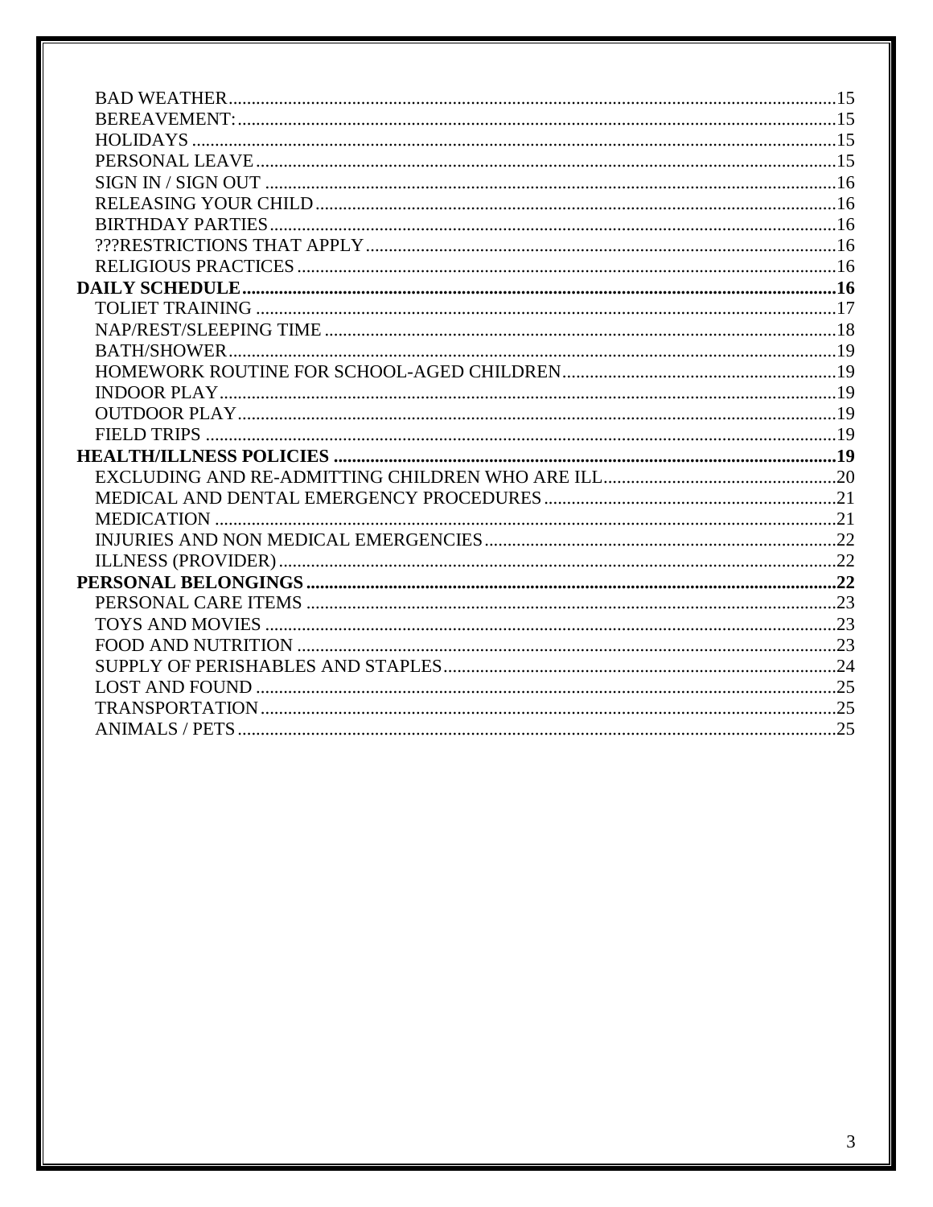- BAD WEATHER .......... 15
- BEREAVEMENT: .......... 15
- HOLIDAYS .......... 15
- PERSONAL LEAVE .......... 15
- SIGN IN / SIGN OUT .......... 16
- RELEASING YOUR CHILD .......... 16
- BIRTHDAY PARTIES .......... 16
- ???RESTRICTIONS THAT APPLY .......... 16
- RELIGIOUS PRACTICES .......... 16

**DAILY SCHEDULE .......... 16**

- TOLIET TRAINING .......... 17
- NAP/REST/SLEEPING TIME .......... 18
- BATH/SHOWER .......... 19
- HOMEWORK ROUTINE FOR SCHOOL-AGED CHILDREN .......... 19
- INDOOR PLAY .......... 19
- OUTDOOR PLAY .......... 19
- FIELD TRIPS .......... 19

**HEALTH/ILLNESS POLICIES .......... 19**

- EXCLUDING AND RE-ADMITTING CHILDREN WHO ARE ILL .......... 20
- MEDICAL AND DENTAL EMERGENCY PROCEDURES .......... 21
- MEDICATION .......... 21
- INJURIES AND NON MEDICAL EMERGENCIES .......... 22
- ILLNESS (PROVIDER) .......... 22

**PERSONAL BELONGINGS .......... 22**

- PERSONAL CARE ITEMS .......... 23
- TOYS AND MOVIES .......... 23
- FOOD AND NUTRITION .......... 23
- SUPPLY OF PERISHABLES AND STAPLES .......... 24
- LOST AND FOUND .......... 25
- TRANSPORTATION .......... 25
- ANIMALS / PETS .......... 25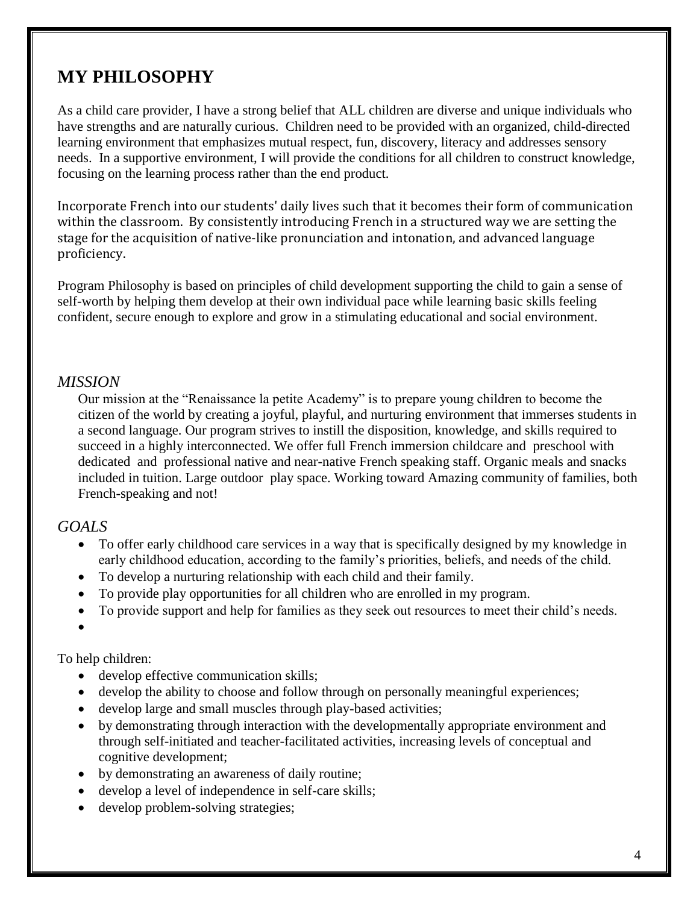## MY PHILOSOPHY

As a child care provider, I have a strong belief that ALL children are diverse and unique individuals who have strengths and are naturally curious. Children need to be provided with an organized, child-directed learning environment that emphasizes mutual respect, fun, discovery, literacy and addresses sensory needs. In a supportive environment, I will provide the conditions for all children to construct knowledge, focusing on the learning process rather than the end product.

Incorporate French into our students' daily lives such that it becomes their form of communication within the classroom. By consistently introducing French in a structured way we are setting the stage for the acquisition of native-like pronunciation and intonation, and advanced language proficiency.

Program Philosophy is based on principles of child development supporting the child to gain a sense of self-worth by helping them develop at their own individual pace while learning basic skills feeling confident, secure enough to explore and grow in a stimulating educational and social environment.

### *MISSION*

Our mission at the "Renaissance la petite Academy" is to prepare young children to become the citizen of the world by creating a joyful, playful, and nurturing environment that immerses students in a second language. Our program strives to instill the disposition, knowledge, and skills required to succeed in a highly interconnected. We offer full French immersion childcare and preschool with dedicated and professional native and near-native French speaking staff. Organic meals and snacks included in tuition. Large outdoor play space. Working toward Amazing community of families, both French-speaking and not!

### *GOALS*

- To offer early childhood care services in a way that is specifically designed by my knowledge in early childhood education, according to the family's priorities, beliefs, and needs of the child.
- To develop a nurturing relationship with each child and their family.
- To provide play opportunities for all children who are enrolled in my program.
- To provide support and help for families as they seek out resources to meet their child's needs.

To help children:

- develop effective communication skills;
- develop the ability to choose and follow through on personally meaningful experiences;
- develop large and small muscles through play-based activities;
- by demonstrating through interaction with the developmentally appropriate environment and through self-initiated and teacher-facilitated activities, increasing levels of conceptual and cognitive development;
- by demonstrating an awareness of daily routine;
- develop a level of independence in self-care skills;
- develop problem-solving strategies;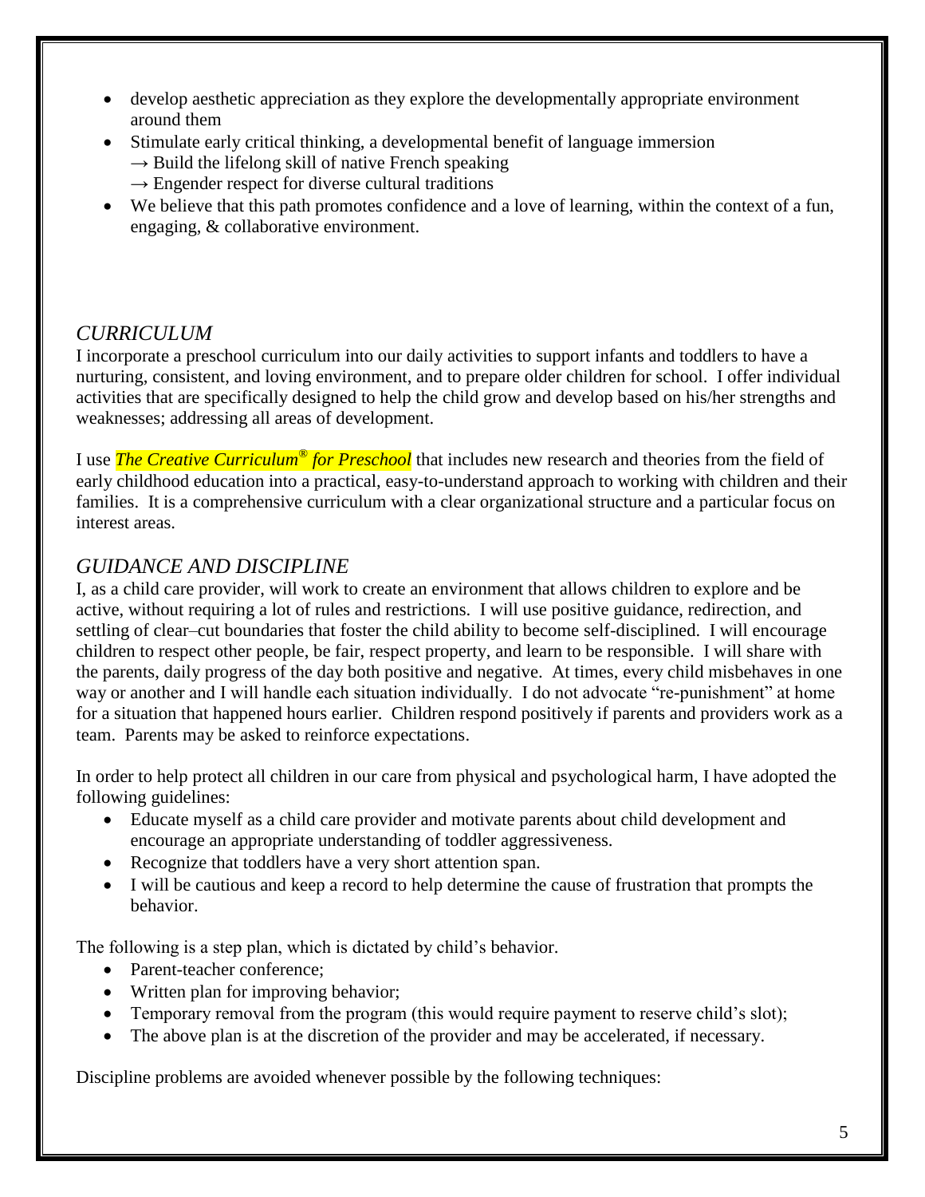- develop aesthetic appreciation as they explore the developmentally appropriate environment around them
- Stimulate early critical thinking, a developmental benefit of language immersion
  → Build the lifelong skill of native French speaking
  → Engender respect for diverse cultural traditions
- We believe that this path promotes confidence and a love of learning, within the context of a fun, engaging, & collaborative environment.

## *CURRICULUM*

I incorporate a preschool curriculum into our daily activities to support infants and toddlers to have a nurturing, consistent, and loving environment, and to prepare older children for school. I offer individual activities that are specifically designed to help the child grow and develop based on his/her strengths and weaknesses; addressing all areas of development.

I use ***The Creative Curriculum® for Preschool*** that includes new research and theories from the field of early childhood education into a practical, easy-to-understand approach to working with children and their families. It is a comprehensive curriculum with a clear organizational structure and a particular focus on interest areas.

## *GUIDANCE AND DISCIPLINE*

I, as a child care provider, will work to create an environment that allows children to explore and be active, without requiring a lot of rules and restrictions. I will use positive guidance, redirection, and settling of clear–cut boundaries that foster the child ability to become self-disciplined. I will encourage children to respect other people, be fair, respect property, and learn to be responsible. I will share with the parents, daily progress of the day both positive and negative. At times, every child misbehaves in one way or another and I will handle each situation individually. I do not advocate "re-punishment" at home for a situation that happened hours earlier. Children respond positively if parents and providers work as a team. Parents may be asked to reinforce expectations.

In order to help protect all children in our care from physical and psychological harm, I have adopted the following guidelines:

- Educate myself as a child care provider and motivate parents about child development and encourage an appropriate understanding of toddler aggressiveness.
- Recognize that toddlers have a very short attention span.
- I will be cautious and keep a record to help determine the cause of frustration that prompts the behavior.

The following is a step plan, which is dictated by child's behavior.

- Parent-teacher conference;
- Written plan for improving behavior;
- Temporary removal from the program (this would require payment to reserve child's slot);
- The above plan is at the discretion of the provider and may be accelerated, if necessary.

Discipline problems are avoided whenever possible by the following techniques: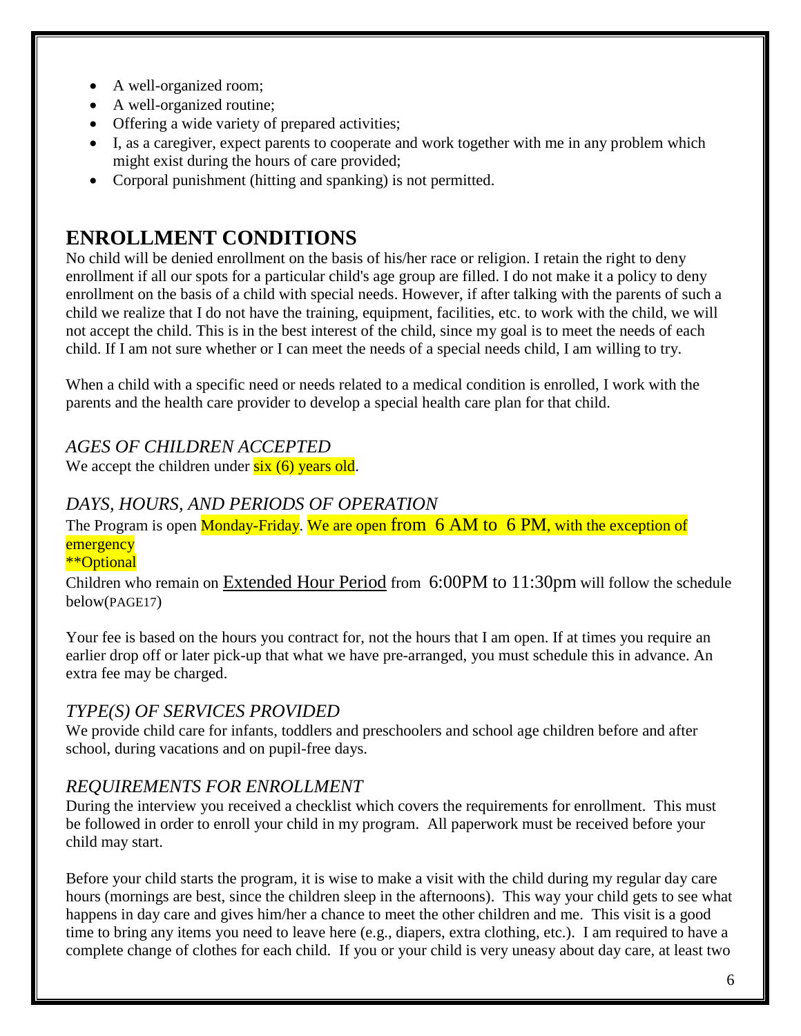- A well-organized room;
- A well-organized routine;
- Offering a wide variety of prepared activities;
- I, as a caregiver, expect parents to cooperate and work together with me in any problem which might exist during the hours of care provided;
- Corporal punishment (hitting and spanking) is not permitted.

## ENROLLMENT CONDITIONS

No child will be denied enrollment on the basis of his/her race or religion. I retain the right to deny enrollment if all our spots for a particular child's age group are filled. I do not make it a policy to deny enrollment on the basis of a child with special needs. However, if after talking with the parents of such a child we realize that I do not have the training, equipment, facilities, etc. to work with the child, we will not accept the child. This is in the best interest of the child, since my goal is to meet the needs of each child. If I am not sure whether or I can meet the needs of a special needs child, I am willing to try.

When a child with a specific need or needs related to a medical condition is enrolled, I work with the parents and the health care provider to develop a special health care plan for that child.

### *AGES OF CHILDREN ACCEPTED*

We accept the children under six (6) years old.

### *DAYS, HOURS, AND PERIODS OF OPERATION*

The Program is open Monday-Friday. We are open from 6 AM to 6 PM, with the exception of emergency
**Optional

Children who remain on Extended Hour Period from 6:00PM to 11:30pm will follow the schedule below(PAGE17)

Your fee is based on the hours you contract for, not the hours that I am open. If at times you require an earlier drop off or later pick-up that what we have pre-arranged, you must schedule this in advance. An extra fee may be charged.

### *TYPE(S) OF SERVICES PROVIDED*

We provide child care for infants, toddlers and preschoolers and school age children before and after school, during vacations and on pupil-free days.

### *REQUIREMENTS FOR ENROLLMENT*

During the interview you received a checklist which covers the requirements for enrollment. This must be followed in order to enroll your child in my program. All paperwork must be received before your child may start.

Before your child starts the program, it is wise to make a visit with the child during my regular day care hours (mornings are best, since the children sleep in the afternoons). This way your child gets to see what happens in day care and gives him/her a chance to meet the other children and me. This visit is a good time to bring any items you need to leave here (e.g., diapers, extra clothing, etc.). I am required to have a complete change of clothes for each child. If you or your child is very uneasy about day care, at least two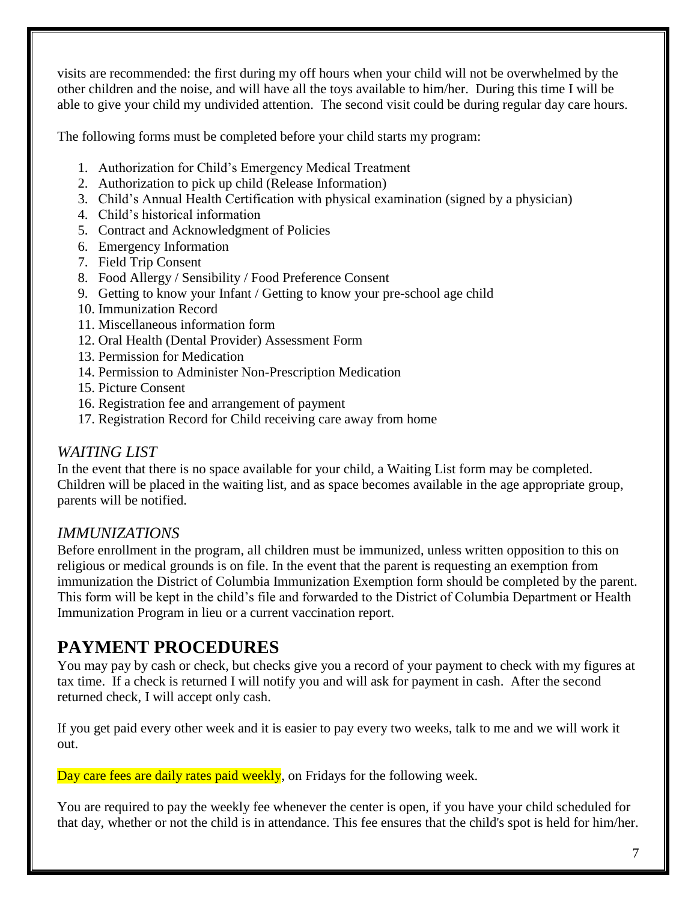visits are recommended: the first during my off hours when your child will not be overwhelmed by the other children and the noise, and will have all the toys available to him/her. During this time I will be able to give your child my undivided attention. The second visit could be during regular day care hours.

The following forms must be completed before your child starts my program:

1. Authorization for Child's Emergency Medical Treatment
2. Authorization to pick up child (Release Information)
3. Child's Annual Health Certification with physical examination (signed by a physician)
4. Child's historical information
5. Contract and Acknowledgment of Policies
6. Emergency Information
7. Field Trip Consent
8. Food Allergy / Sensibility / Food Preference Consent
9. Getting to know your Infant / Getting to know your pre-school age child
10. Immunization Record
11. Miscellaneous information form
12. Oral Health (Dental Provider) Assessment Form
13. Permission for Medication
14. Permission to Administer Non-Prescription Medication
15. Picture Consent
16. Registration fee and arrangement of payment
17. Registration Record for Child receiving care away from home

### *WAITING LIST*

In the event that there is no space available for your child, a Waiting List form may be completed. Children will be placed in the waiting list, and as space becomes available in the age appropriate group, parents will be notified.

### *IMMUNIZATIONS*

Before enrollment in the program, all children must be immunized, unless written opposition to this on religious or medical grounds is on file. In the event that the parent is requesting an exemption from immunization the District of Columbia Immunization Exemption form should be completed by the parent. This form will be kept in the child's file and forwarded to the District of Columbia Department or Health Immunization Program in lieu or a current vaccination report.

## PAYMENT PROCEDURES

You may pay by cash or check, but checks give you a record of your payment to check with my figures at tax time. If a check is returned I will notify you and will ask for payment in cash. After the second returned check, I will accept only cash.

If you get paid every other week and it is easier to pay every two weeks, talk to me and we will work it out.

Day care fees are daily rates paid weekly, on Fridays for the following week.

You are required to pay the weekly fee whenever the center is open, if you have your child scheduled for that day, whether or not the child is in attendance. This fee ensures that the child's spot is held for him/her.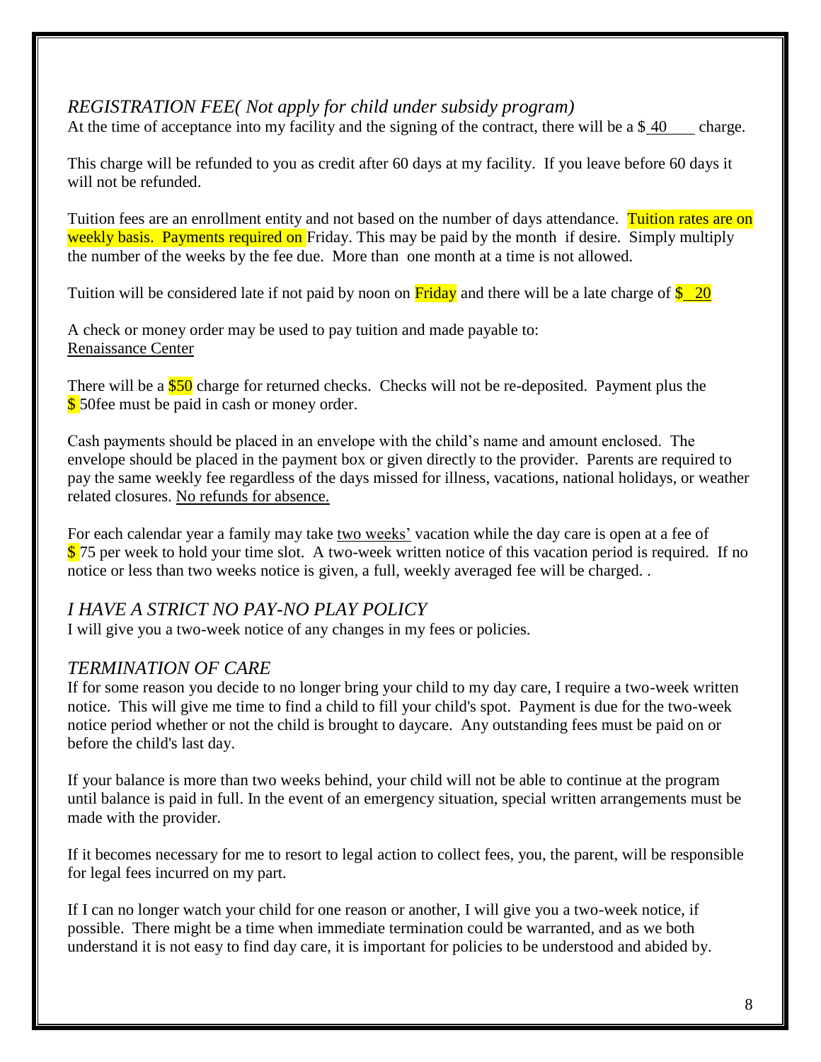## *REGISTRATION FEE( Not apply for child under subsidy program)*

At the time of acceptance into my facility and the signing of the contract, there will be a $ 40 charge.

This charge will be refunded to you as credit after 60 days at my facility. If you leave before 60 days it will not be refunded.

Tuition fees are an enrollment entity and not based on the number of days attendance. Tuition rates are on weekly basis. Payments required on Friday. This may be paid by the month if desire. Simply multiply the number of the weeks by the fee due. More than one month at a time is not allowed.

Tuition will be considered late if not paid by noon on Friday and there will be a late charge of $ 20

A check or money order may be used to pay tuition and made payable to:
Renaissance Center

There will be a $50 charge for returned checks. Checks will not be re-deposited. Payment plus the $ 50fee must be paid in cash or money order.

Cash payments should be placed in an envelope with the child's name and amount enclosed. The envelope should be placed in the payment box or given directly to the provider. Parents are required to pay the same weekly fee regardless of the days missed for illness, vacations, national holidays, or weather related closures. No refunds for absence.

For each calendar year a family may take two weeks' vacation while the day care is open at a fee of $ 75 per week to hold your time slot. A two-week written notice of this vacation period is required. If no notice or less than two weeks notice is given, a full, weekly averaged fee will be charged. .

## *I HAVE A STRICT NO PAY-NO PLAY POLICY*

I will give you a two-week notice of any changes in my fees or policies.

## *TERMINATION OF CARE*

If for some reason you decide to no longer bring your child to my day care, I require a two-week written notice. This will give me time to find a child to fill your child's spot. Payment is due for the two-week notice period whether or not the child is brought to daycare. Any outstanding fees must be paid on or before the child's last day.

If your balance is more than two weeks behind, your child will not be able to continue at the program until balance is paid in full. In the event of an emergency situation, special written arrangements must be made with the provider.

If it becomes necessary for me to resort to legal action to collect fees, you, the parent, will be responsible for legal fees incurred on my part.

If I can no longer watch your child for one reason or another, I will give you a two-week notice, if possible. There might be a time when immediate termination could be warranted, and as we both understand it is not easy to find day care, it is important for policies to be understood and abided by.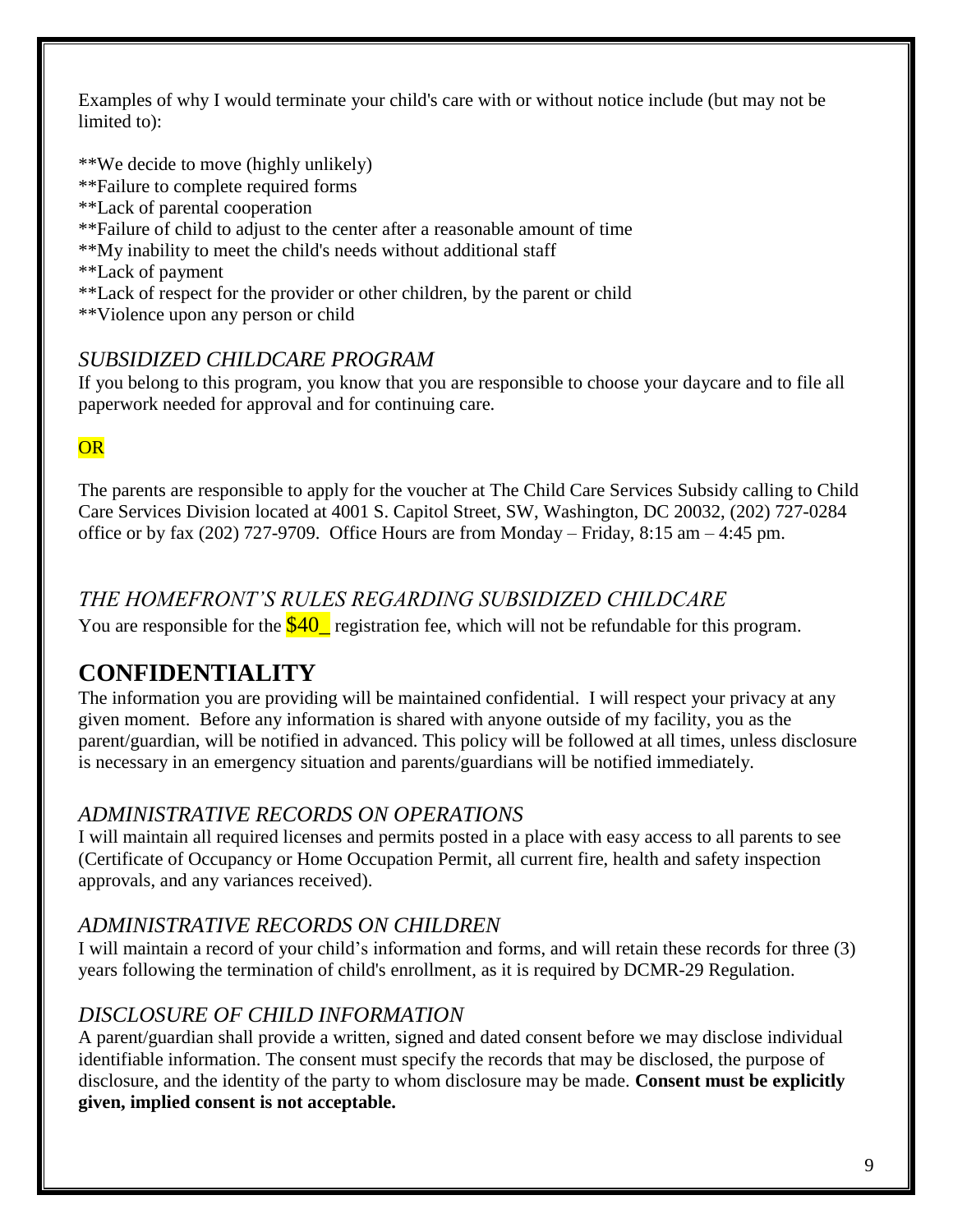Examples of why I would terminate your child's care with or without notice include (but may not be limited to):

**We decide to move (highly unlikely)
**Failure to complete required forms
**Lack of parental cooperation
**Failure of child to adjust to the center after a reasonable amount of time
**My inability to meet the child's needs without additional staff
**Lack of payment
**Lack of respect for the provider or other children, by the parent or child
**Violence upon any person or child

### *SUBSIDIZED CHILDCARE PROGRAM*

If you belong to this program, you know that you are responsible to choose your daycare and to file all paperwork needed for approval and for continuing care.

OR

The parents are responsible to apply for the voucher at The Child Care Services Subsidy calling to Child Care Services Division located at 4001 S. Capitol Street, SW, Washington, DC 20032, (202) 727-0284 office or by fax (202) 727-9709. Office Hours are from Monday – Friday, 8:15 am – 4:45 pm.

### *THE HOMEFRONT'S RULES REGARDING SUBSIDIZED CHILDCARE*

You are responsible for the $40_ registration fee, which will not be refundable for this program.

## CONFIDENTIALITY

The information you are providing will be maintained confidential. I will respect your privacy at any given moment. Before any information is shared with anyone outside of my facility, you as the parent/guardian, will be notified in advanced. This policy will be followed at all times, unless disclosure is necessary in an emergency situation and parents/guardians will be notified immediately.

### *ADMINISTRATIVE RECORDS ON OPERATIONS*

I will maintain all required licenses and permits posted in a place with easy access to all parents to see (Certificate of Occupancy or Home Occupation Permit, all current fire, health and safety inspection approvals, and any variances received).

### *ADMINISTRATIVE RECORDS ON CHILDREN*

I will maintain a record of your child's information and forms, and will retain these records for three (3) years following the termination of child's enrollment, as it is required by DCMR-29 Regulation.

### *DISCLOSURE OF CHILD INFORMATION*

A parent/guardian shall provide a written, signed and dated consent before we may disclose individual identifiable information. The consent must specify the records that may be disclosed, the purpose of disclosure, and the identity of the party to whom disclosure may be made. **Consent must be explicitly given, implied consent is not acceptable.**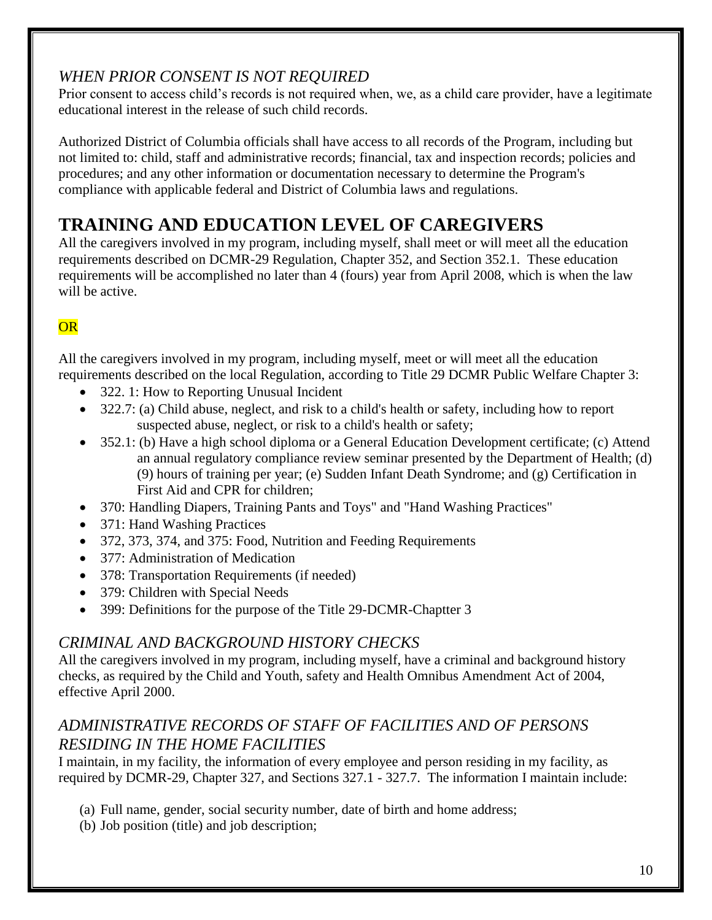### *WHEN PRIOR CONSENT IS NOT REQUIRED*

Prior consent to access child's records is not required when, we, as a child care provider, have a legitimate educational interest in the release of such child records.

Authorized District of Columbia officials shall have access to all records of the Program, including but not limited to: child, staff and administrative records; financial, tax and inspection records; policies and procedures; and any other information or documentation necessary to determine the Program's compliance with applicable federal and District of Columbia laws and regulations.

## TRAINING AND EDUCATION LEVEL OF CAREGIVERS

All the caregivers involved in my program, including myself, shall meet or will meet all the education requirements described on DCMR-29 Regulation, Chapter 352, and Section 352.1. These education requirements will be accomplished no later than 4 (fours) year from April 2008, which is when the law will be active.

OR

All the caregivers involved in my program, including myself, meet or will meet all the education requirements described on the local Regulation, according to Title 29 DCMR Public Welfare Chapter 3:

- 322. 1: How to Reporting Unusual Incident
- 322.7: (a) Child abuse, neglect, and risk to a child's health or safety, including how to report suspected abuse, neglect, or risk to a child's health or safety;
- 352.1: (b) Have a high school diploma or a General Education Development certificate; (c) Attend an annual regulatory compliance review seminar presented by the Department of Health; (d) (9) hours of training per year; (e) Sudden Infant Death Syndrome; and (g) Certification in First Aid and CPR for children;
- 370: Handling Diapers, Training Pants and Toys" and "Hand Washing Practices"
- 371: Hand Washing Practices
- 372, 373, 374, and 375: Food, Nutrition and Feeding Requirements
- 377: Administration of Medication
- 378: Transportation Requirements (if needed)
- 379: Children with Special Needs
- 399: Definitions for the purpose of the Title 29-DCMR-Chaptter 3

### *CRIMINAL AND BACKGROUND HISTORY CHECKS*

All the caregivers involved in my program, including myself, have a criminal and background history checks, as required by the Child and Youth, safety and Health Omnibus Amendment Act of 2004, effective April 2000.

### *ADMINISTRATIVE RECORDS OF STAFF OF FACILITIES AND OF PERSONS RESIDING IN THE HOME FACILITIES*

I maintain, in my facility, the information of every employee and person residing in my facility, as required by DCMR-29, Chapter 327, and Sections 327.1 - 327.7. The information I maintain include:

(a) Full name, gender, social security number, date of birth and home address;
(b) Job position (title) and job description;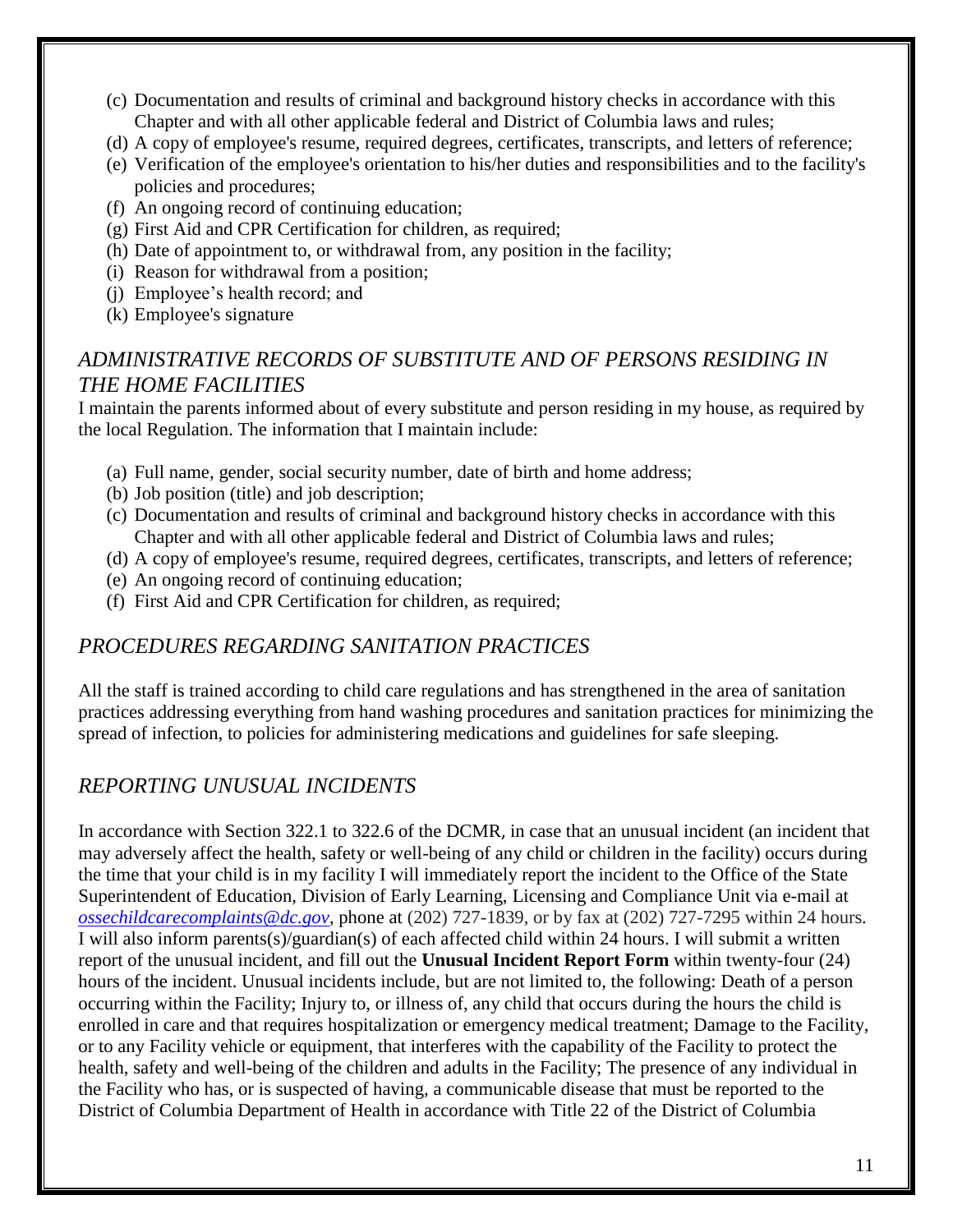(c) Documentation and results of criminal and background history checks in accordance with this Chapter and with all other applicable federal and District of Columbia laws and rules;
(d) A copy of employee's resume, required degrees, certificates, transcripts, and letters of reference;
(e) Verification of the employee's orientation to his/her duties and responsibilities and to the facility's policies and procedures;
(f) An ongoing record of continuing education;
(g) First Aid and CPR Certification for children, as required;
(h) Date of appointment to, or withdrawal from, any position in the facility;
(i) Reason for withdrawal from a position;
(j) Employee's health record; and
(k) Employee's signature

## *ADMINISTRATIVE RECORDS OF SUBSTITUTE AND OF PERSONS RESIDING IN THE HOME FACILITIES*

I maintain the parents informed about of every substitute and person residing in my house, as required by the local Regulation. The information that I maintain include:

(a) Full name, gender, social security number, date of birth and home address;
(b) Job position (title) and job description;
(c) Documentation and results of criminal and background history checks in accordance with this Chapter and with all other applicable federal and District of Columbia laws and rules;
(d) A copy of employee's resume, required degrees, certificates, transcripts, and letters of reference;
(e) An ongoing record of continuing education;
(f) First Aid and CPR Certification for children, as required;

## *PROCEDURES REGARDING SANITATION PRACTICES*

All the staff is trained according to child care regulations and has strengthened in the area of sanitation practices addressing everything from hand washing procedures and sanitation practices for minimizing the spread of infection, to policies for administering medications and guidelines for safe sleeping.

## *REPORTING UNUSUAL INCIDENTS*

In accordance with Section 322.1 to 322.6 of the DCMR, in case that an unusual incident (an incident that may adversely affect the health, safety or well-being of any child or children in the facility) occurs during the time that your child is in my facility I will immediately report the incident to the Office of the State Superintendent of Education, Division of Early Learning, Licensing and Compliance Unit via e-mail at *ossechildcarecomplaints@dc.gov*, phone at (202) 727-1839, or by fax at (202) 727-7295 within 24 hours. I will also inform parents(s)/guardian(s) of each affected child within 24 hours. I will submit a written report of the unusual incident, and fill out the **Unusual Incident Report Form** within twenty-four (24) hours of the incident. Unusual incidents include, but are not limited to, the following: Death of a person occurring within the Facility; Injury to, or illness of, any child that occurs during the hours the child is enrolled in care and that requires hospitalization or emergency medical treatment; Damage to the Facility, or to any Facility vehicle or equipment, that interferes with the capability of the Facility to protect the health, safety and well-being of the children and adults in the Facility; The presence of any individual in the Facility who has, or is suspected of having, a communicable disease that must be reported to the District of Columbia Department of Health in accordance with Title 22 of the District of Columbia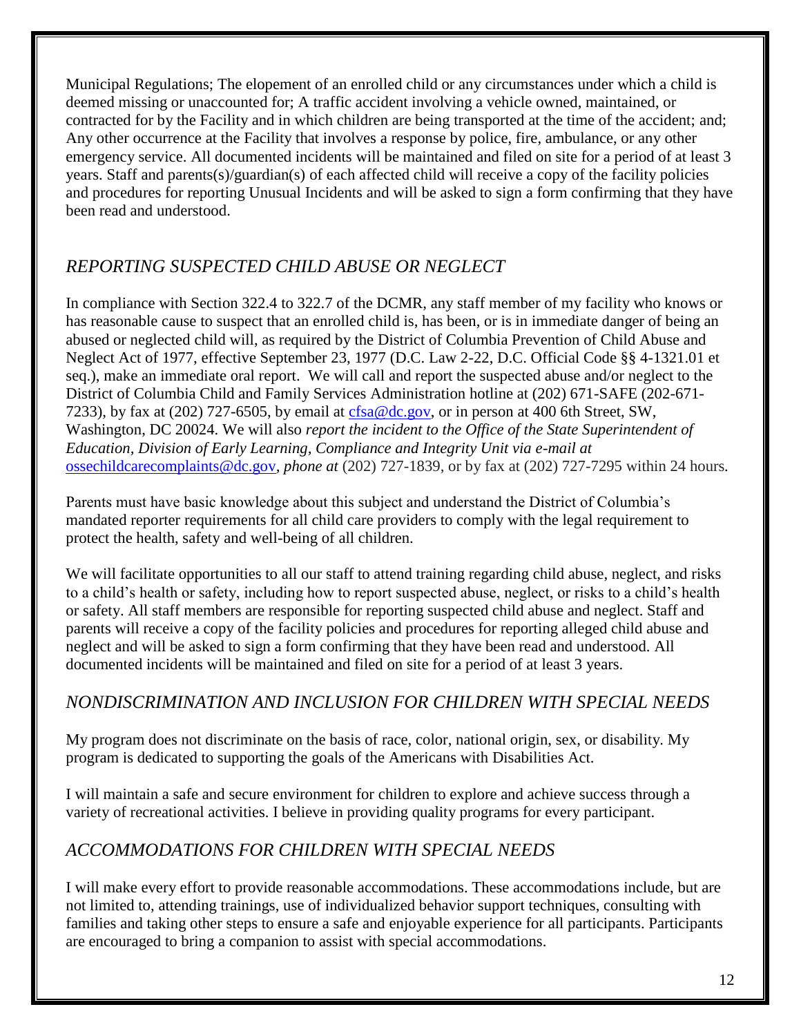Municipal Regulations; The elopement of an enrolled child or any circumstances under which a child is deemed missing or unaccounted for; A traffic accident involving a vehicle owned, maintained, or contracted for by the Facility and in which children are being transported at the time of the accident; and; Any other occurrence at the Facility that involves a response by police, fire, ambulance, or any other emergency service. All documented incidents will be maintained and filed on site for a period of at least 3 years. Staff and parents(s)/guardian(s) of each affected child will receive a copy of the facility policies and procedures for reporting Unusual Incidents and will be asked to sign a form confirming that they have been read and understood.

## *REPORTING SUSPECTED CHILD ABUSE OR NEGLECT*

In compliance with Section 322.4 to 322.7 of the DCMR, any staff member of my facility who knows or has reasonable cause to suspect that an enrolled child is, has been, or is in immediate danger of being an abused or neglected child will, as required by the District of Columbia Prevention of Child Abuse and Neglect Act of 1977, effective September 23, 1977 (D.C. Law 2-22, D.C. Official Code §§ 4-1321.01 et seq.), make an immediate oral report. We will call and report the suspected abuse and/or neglect to the District of Columbia Child and Family Services Administration hotline at (202) 671-SAFE (202-671-7233), by fax at (202) 727-6505, by email at cfsa@dc.gov, or in person at 400 6th Street, SW, Washington, DC 20024. We will also *report the incident to the Office of the State Superintendent of Education, Division of Early Learning, Compliance and Integrity Unit via e-mail at* ossechildcarecomplaints@dc.gov, *phone at* (202) 727-1839, or by fax at (202) 727-7295 within 24 hours.

Parents must have basic knowledge about this subject and understand the District of Columbia's mandated reporter requirements for all child care providers to comply with the legal requirement to protect the health, safety and well-being of all children.

We will facilitate opportunities to all our staff to attend training regarding child abuse, neglect, and risks to a child's health or safety, including how to report suspected abuse, neglect, or risks to a child's health or safety. All staff members are responsible for reporting suspected child abuse and neglect. Staff and parents will receive a copy of the facility policies and procedures for reporting alleged child abuse and neglect and will be asked to sign a form confirming that they have been read and understood. All documented incidents will be maintained and filed on site for a period of at least 3 years.

## *NONDISCRIMINATION AND INCLUSION FOR CHILDREN WITH SPECIAL NEEDS*

My program does not discriminate on the basis of race, color, national origin, sex, or disability. My program is dedicated to supporting the goals of the Americans with Disabilities Act.

I will maintain a safe and secure environment for children to explore and achieve success through a variety of recreational activities. I believe in providing quality programs for every participant.

## *ACCOMMODATIONS FOR CHILDREN WITH SPECIAL NEEDS*

I will make every effort to provide reasonable accommodations. These accommodations include, but are not limited to, attending trainings, use of individualized behavior support techniques, consulting with families and taking other steps to ensure a safe and enjoyable experience for all participants. Participants are encouraged to bring a companion to assist with special accommodations.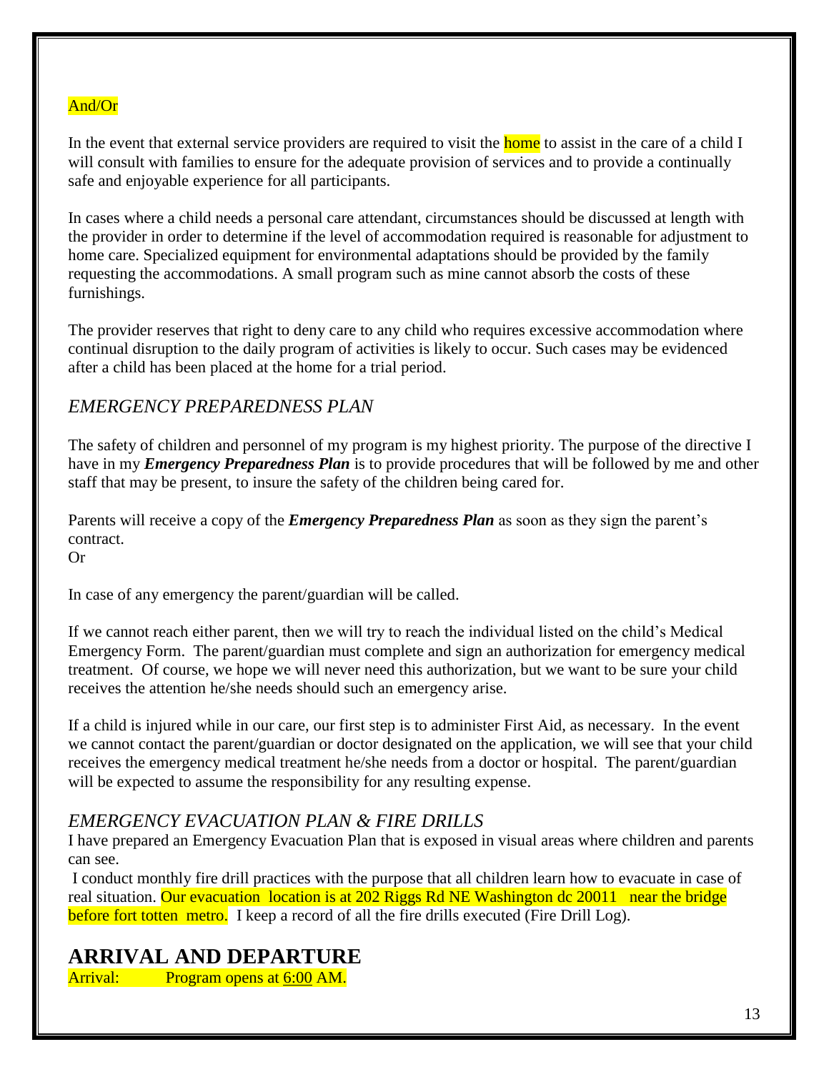And/Or

In the event that external service providers are required to visit the home to assist in the care of a child I will consult with families to ensure for the adequate provision of services and to provide a continually safe and enjoyable experience for all participants.

In cases where a child needs a personal care attendant, circumstances should be discussed at length with the provider in order to determine if the level of accommodation required is reasonable for adjustment to home care. Specialized equipment for environmental adaptations should be provided by the family requesting the accommodations. A small program such as mine cannot absorb the costs of these furnishings.

The provider reserves that right to deny care to any child who requires excessive accommodation where continual disruption to the daily program of activities is likely to occur. Such cases may be evidenced after a child has been placed at the home for a trial period.

## *EMERGENCY PREPAREDNESS PLAN*

The safety of children and personnel of my program is my highest priority. The purpose of the directive I have in my ***Emergency Preparedness Plan*** is to provide procedures that will be followed by me and other staff that may be present, to insure the safety of the children being cared for.

Parents will receive a copy of the ***Emergency Preparedness Plan*** as soon as they sign the parent's contract.
Or

In case of any emergency the parent/guardian will be called.

If we cannot reach either parent, then we will try to reach the individual listed on the child's Medical Emergency Form. The parent/guardian must complete and sign an authorization for emergency medical treatment. Of course, we hope we will never need this authorization, but we want to be sure your child receives the attention he/she needs should such an emergency arise.

If a child is injured while in our care, our first step is to administer First Aid, as necessary. In the event we cannot contact the parent/guardian or doctor designated on the application, we will see that your child receives the emergency medical treatment he/she needs from a doctor or hospital. The parent/guardian will be expected to assume the responsibility for any resulting expense.

## *EMERGENCY EVACUATION PLAN & FIRE DRILLS*

I have prepared an Emergency Evacuation Plan that is exposed in visual areas where children and parents can see.

I conduct monthly fire drill practices with the purpose that all children learn how to evacuate in case of real situation. Our evacuation location is at 202 Riggs Rd NE Washington dc 20011 near the bridge before fort totten metro. I keep a record of all the fire drills executed (Fire Drill Log).

# ARRIVAL AND DEPARTURE

Arrival: Program opens at 6:00 AM.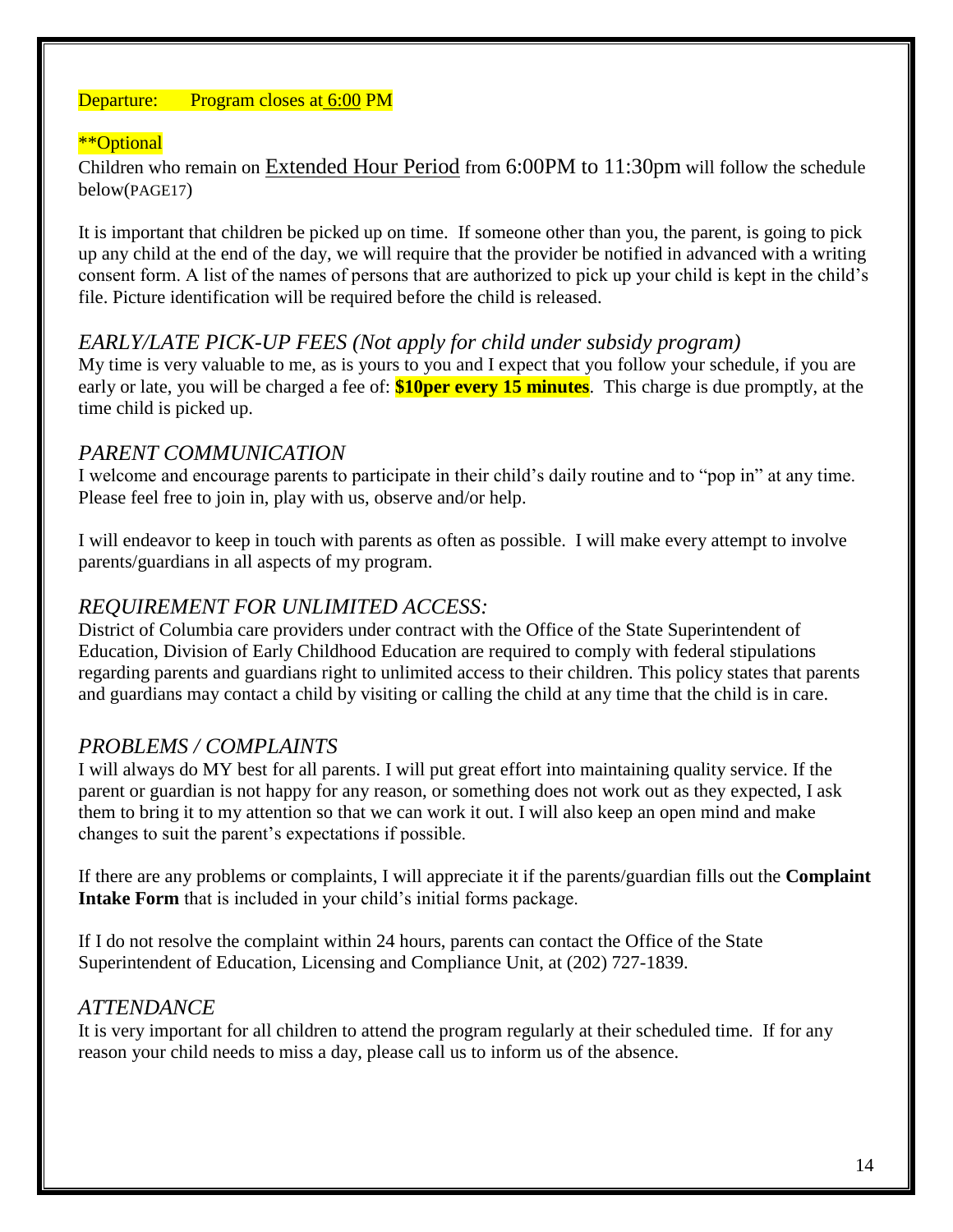Departure: Program closes at 6:00 PM

**Optional

Children who remain on Extended Hour Period from 6:00PM to 11:30pm will follow the schedule below(PAGE17)

It is important that children be picked up on time. If someone other than you, the parent, is going to pick up any child at the end of the day, we will require that the provider be notified in advanced with a writing consent form. A list of the names of persons that are authorized to pick up your child is kept in the child's file. Picture identification will be required before the child is released.

## *EARLY/LATE PICK-UP FEES (Not apply for child under subsidy program)*

My time is very valuable to me, as is yours to you and I expect that you follow your schedule, if you are early or late, you will be charged a fee of: **$10per every 15 minutes**. This charge is due promptly, at the time child is picked up.

## *PARENT COMMUNICATION*

I welcome and encourage parents to participate in their child's daily routine and to "pop in" at any time. Please feel free to join in, play with us, observe and/or help.

I will endeavor to keep in touch with parents as often as possible. I will make every attempt to involve parents/guardians in all aspects of my program.

## *REQUIREMENT FOR UNLIMITED ACCESS:*

District of Columbia care providers under contract with the Office of the State Superintendent of Education, Division of Early Childhood Education are required to comply with federal stipulations regarding parents and guardians right to unlimited access to their children. This policy states that parents and guardians may contact a child by visiting or calling the child at any time that the child is in care.

## *PROBLEMS / COMPLAINTS*

I will always do MY best for all parents. I will put great effort into maintaining quality service. If the parent or guardian is not happy for any reason, or something does not work out as they expected, I ask them to bring it to my attention so that we can work it out. I will also keep an open mind and make changes to suit the parent's expectations if possible.

If there are any problems or complaints, I will appreciate it if the parents/guardian fills out the **Complaint Intake Form** that is included in your child's initial forms package.

If I do not resolve the complaint within 24 hours, parents can contact the Office of the State Superintendent of Education, Licensing and Compliance Unit, at (202) 727-1839.

## *ATTENDANCE*

It is very important for all children to attend the program regularly at their scheduled time. If for any reason your child needs to miss a day, please call us to inform us of the absence.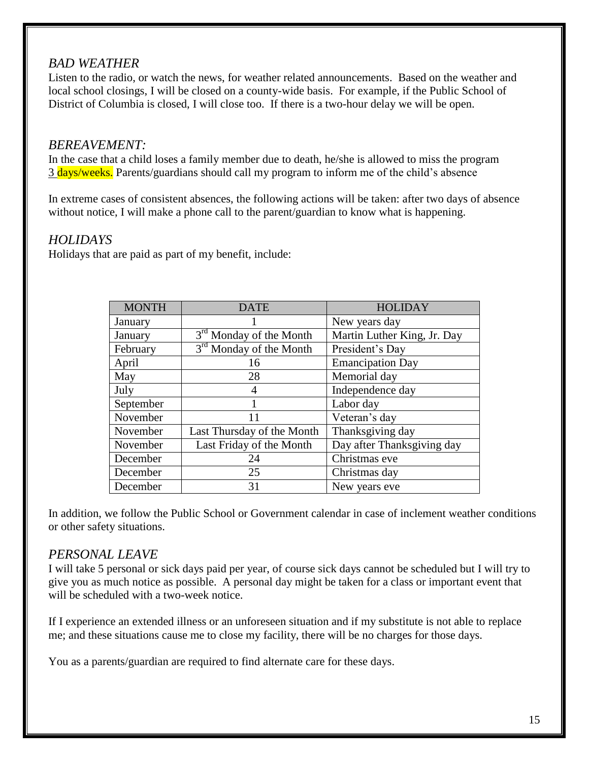### *BAD WEATHER*

Listen to the radio, or watch the news, for weather related announcements. Based on the weather and local school closings, I will be closed on a county-wide basis. For example, if the Public School of District of Columbia is closed, I will close too. If there is a two-hour delay we will be open.

### *BEREAVEMENT:*

In the case that a child loses a family member due to death, he/she is allowed to miss the program 3 days/weeks. Parents/guardians should call my program to inform me of the child's absence

In extreme cases of consistent absences, the following actions will be taken: after two days of absence without notice, I will make a phone call to the parent/guardian to know what is happening.

### *HOLIDAYS*

Holidays that are paid as part of my benefit, include:

| MONTH | DATE | HOLIDAY |
|---|---|---|
| January | 1 | New years day |
| January | 3rd Monday of the Month | Martin Luther King, Jr. Day |
| February | 3rd Monday of the Month | President's Day |
| April | 16 | Emancipation Day |
| May | 28 | Memorial day |
| July | 4 | Independence day |
| September | 1 | Labor day |
| November | 11 | Veteran's day |
| November | Last Thursday of the Month | Thanksgiving day |
| November | Last Friday of the Month | Day after Thanksgiving day |
| December | 24 | Christmas eve |
| December | 25 | Christmas day |
| December | 31 | New years eve |

In addition, we follow the Public School or Government calendar in case of inclement weather conditions or other safety situations.

### *PERSONAL LEAVE*

I will take 5 personal or sick days paid per year, of course sick days cannot be scheduled but I will try to give you as much notice as possible. A personal day might be taken for a class or important event that will be scheduled with a two-week notice.

If I experience an extended illness or an unforeseen situation and if my substitute is not able to replace me; and these situations cause me to close my facility, there will be no charges for those days.

You as a parents/guardian are required to find alternate care for these days.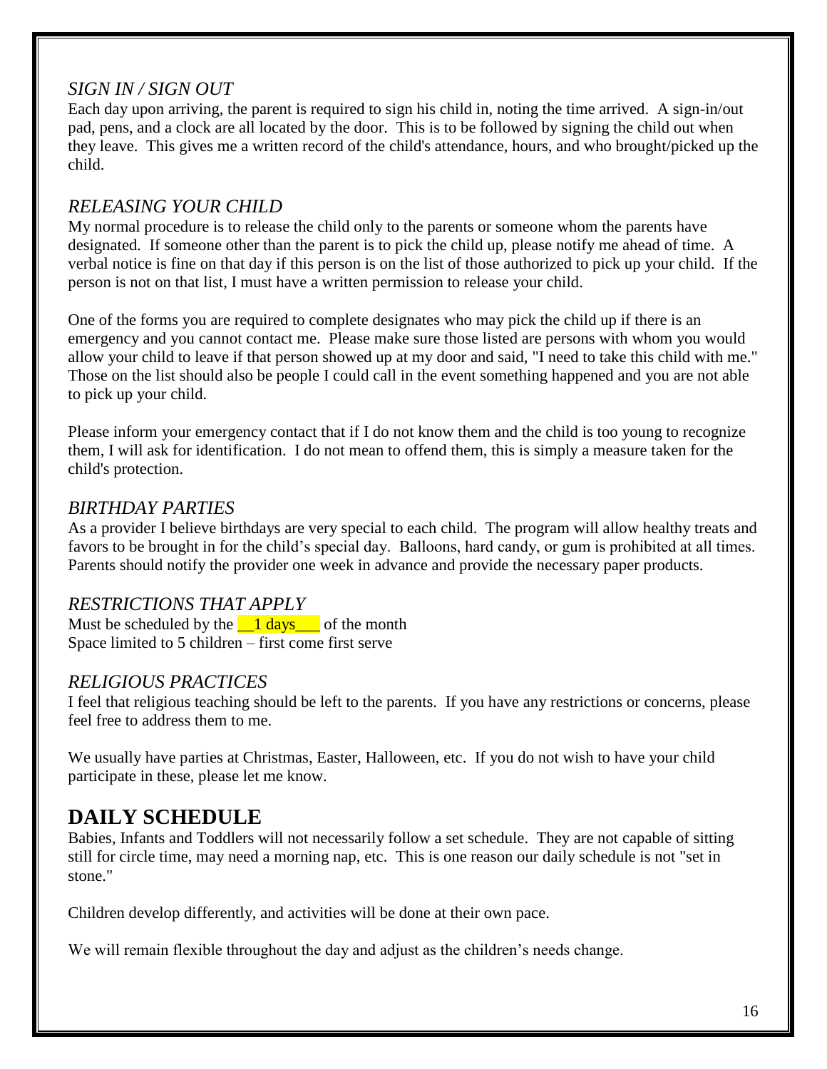### *SIGN IN / SIGN OUT*

Each day upon arriving, the parent is required to sign his child in, noting the time arrived. A sign-in/out pad, pens, and a clock are all located by the door. This is to be followed by signing the child out when they leave. This gives me a written record of the child's attendance, hours, and who brought/picked up the child.

### *RELEASING YOUR CHILD*

My normal procedure is to release the child only to the parents or someone whom the parents have designated. If someone other than the parent is to pick the child up, please notify me ahead of time. A verbal notice is fine on that day if this person is on the list of those authorized to pick up your child. If the person is not on that list, I must have a written permission to release your child.

One of the forms you are required to complete designates who may pick the child up if there is an emergency and you cannot contact me. Please make sure those listed are persons with whom you would allow your child to leave if that person showed up at my door and said, "I need to take this child with me." Those on the list should also be people I could call in the event something happened and you are not able to pick up your child.

Please inform your emergency contact that if I do not know them and the child is too young to recognize them, I will ask for identification. I do not mean to offend them, this is simply a measure taken for the child's protection.

### *BIRTHDAY PARTIES*

As a provider I believe birthdays are very special to each child. The program will allow healthy treats and favors to be brought in for the child's special day. Balloons, hard candy, or gum is prohibited at all times. Parents should notify the provider one week in advance and provide the necessary paper products.

### *RESTRICTIONS THAT APPLY*

Must be scheduled by the __1 days___ of the month
Space limited to 5 children – first come first serve

### *RELIGIOUS PRACTICES*

I feel that religious teaching should be left to the parents. If you have any restrictions or concerns, please feel free to address them to me.

We usually have parties at Christmas, Easter, Halloween, etc. If you do not wish to have your child participate in these, please let me know.

## DAILY SCHEDULE

Babies, Infants and Toddlers will not necessarily follow a set schedule. They are not capable of sitting still for circle time, may need a morning nap, etc. This is one reason our daily schedule is not "set in stone."

Children develop differently, and activities will be done at their own pace.

We will remain flexible throughout the day and adjust as the children's needs change.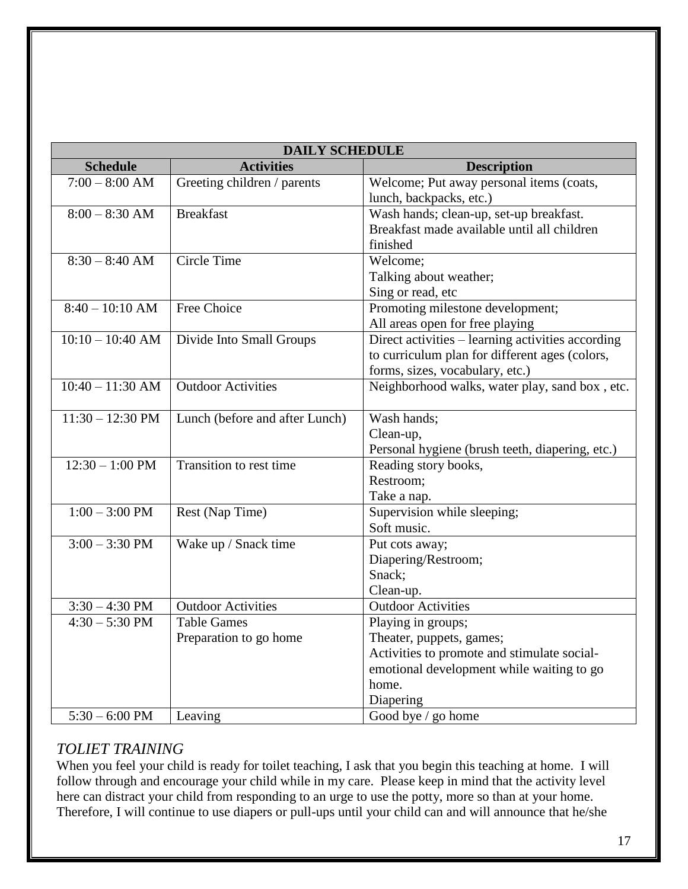| DAILY SCHEDULE | | |
|---|---|---|
| **Schedule** | **Activities** | **Description** |
| 7:00 – 8:00 AM | Greeting children / parents | Welcome; Put away personal items (coats, lunch, backpacks, etc.) |
| 8:00 – 8:30 AM | Breakfast | Wash hands; clean-up, set-up breakfast. Breakfast made available until all children finished |
| 8:30 – 8:40 AM | Circle Time | Welcome; Talking about weather; Sing or read, etc |
| 8:40 – 10:10 AM | Free Choice | Promoting milestone development; All areas open for free playing |
| 10:10 – 10:40 AM | Divide Into Small Groups | Direct activities – learning activities according to curriculum plan for different ages (colors, forms, sizes, vocabulary, etc.) |
| 10:40 – 11:30 AM | Outdoor Activities | Neighborhood walks, water play, sand box , etc. |
| 11:30 – 12:30 PM | Lunch (before and after Lunch) | Wash hands; Clean-up, Personal hygiene (brush teeth, diapering, etc.) |
| 12:30 – 1:00 PM | Transition to rest time | Reading story books, Restroom; Take a nap. |
| 1:00 – 3:00 PM | Rest (Nap Time) | Supervision while sleeping; Soft music. |
| 3:00 – 3:30 PM | Wake up / Snack time | Put cots away; Diapering/Restroom; Snack; Clean-up. |
| 3:30 – 4:30 PM | Outdoor Activities | Outdoor Activities |
| 4:30 – 5:30 PM | Table Games Preparation to go home | Playing in groups; Theater, puppets, games; Activities to promote and stimulate social-emotional development while waiting to go home. Diapering |
| 5:30 – 6:00 PM | Leaving | Good bye / go home |

## *TOLIET TRAINING*

When you feel your child is ready for toilet teaching, I ask that you begin this teaching at home. I will follow through and encourage your child while in my care. Please keep in mind that the activity level here can distract your child from responding to an urge to use the potty, more so than at your home. Therefore, I will continue to use diapers or pull-ups until your child can and will announce that he/she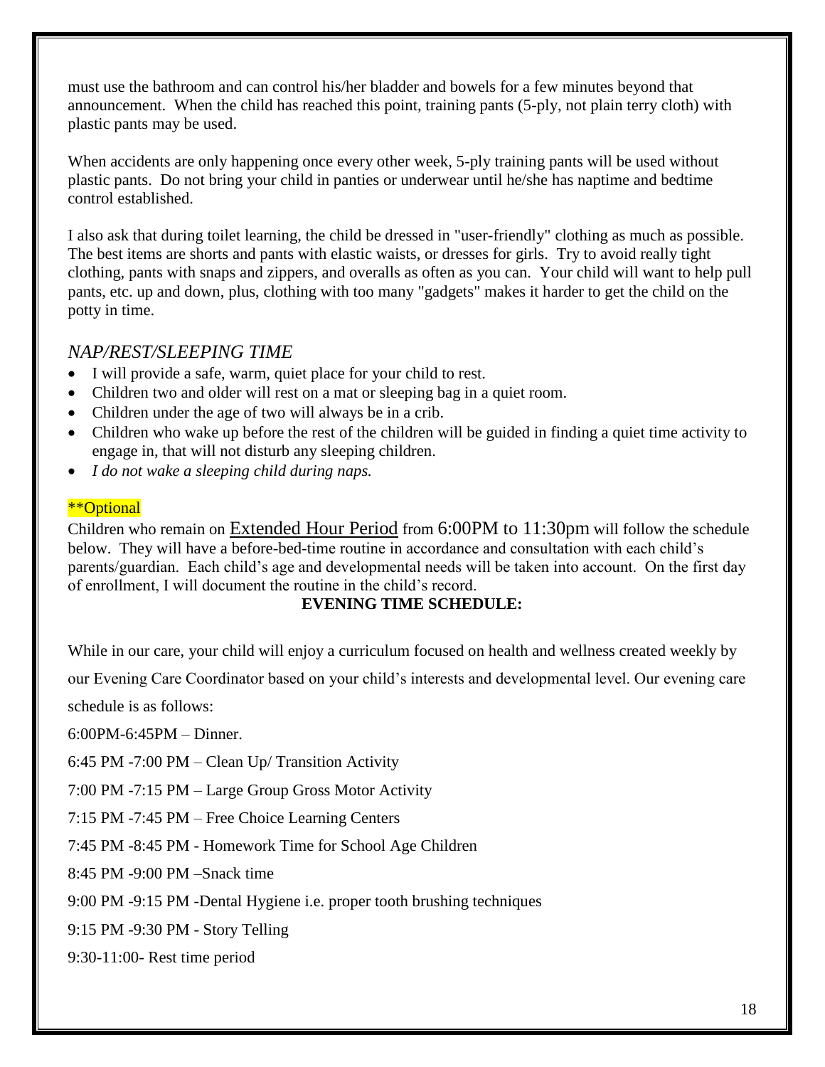must use the bathroom and can control his/her bladder and bowels for a few minutes beyond that announcement. When the child has reached this point, training pants (5-ply, not plain terry cloth) with plastic pants may be used.

When accidents are only happening once every other week, 5-ply training pants will be used without plastic pants. Do not bring your child in panties or underwear until he/she has naptime and bedtime control established.

I also ask that during toilet learning, the child be dressed in "user-friendly" clothing as much as possible. The best items are shorts and pants with elastic waists, or dresses for girls. Try to avoid really tight clothing, pants with snaps and zippers, and overalls as often as you can. Your child will want to help pull pants, etc. up and down, plus, clothing with too many "gadgets" makes it harder to get the child on the potty in time.

## *NAP/REST/SLEEPING TIME*

- I will provide a safe, warm, quiet place for your child to rest.
- Children two and older will rest on a mat or sleeping bag in a quiet room.
- Children under the age of two will always be in a crib.
- Children who wake up before the rest of the children will be guided in finding a quiet time activity to engage in, that will not disturb any sleeping children.
- *I do not wake a sleeping child during naps.*

**Optional

Children who remain on Extended Hour Period from 6:00PM to 11:30pm will follow the schedule below. They will have a before-bed-time routine in accordance and consultation with each child's parents/guardian. Each child's age and developmental needs will be taken into account. On the first day of enrollment, I will document the routine in the child's record.

**EVENING TIME SCHEDULE:**

While in our care, your child will enjoy a curriculum focused on health and wellness created weekly by our Evening Care Coordinator based on your child's interests and developmental level. Our evening care schedule is as follows:

6:00PM-6:45PM – Dinner.

6:45 PM -7:00 PM – Clean Up/ Transition Activity

7:00 PM -7:15 PM – Large Group Gross Motor Activity

7:15 PM -7:45 PM – Free Choice Learning Centers

7:45 PM -8:45 PM - Homework Time for School Age Children

8:45 PM -9:00 PM –Snack time

9:00 PM -9:15 PM -Dental Hygiene i.e. proper tooth brushing techniques

9:15 PM -9:30 PM - Story Telling

9:30-11:00- Rest time period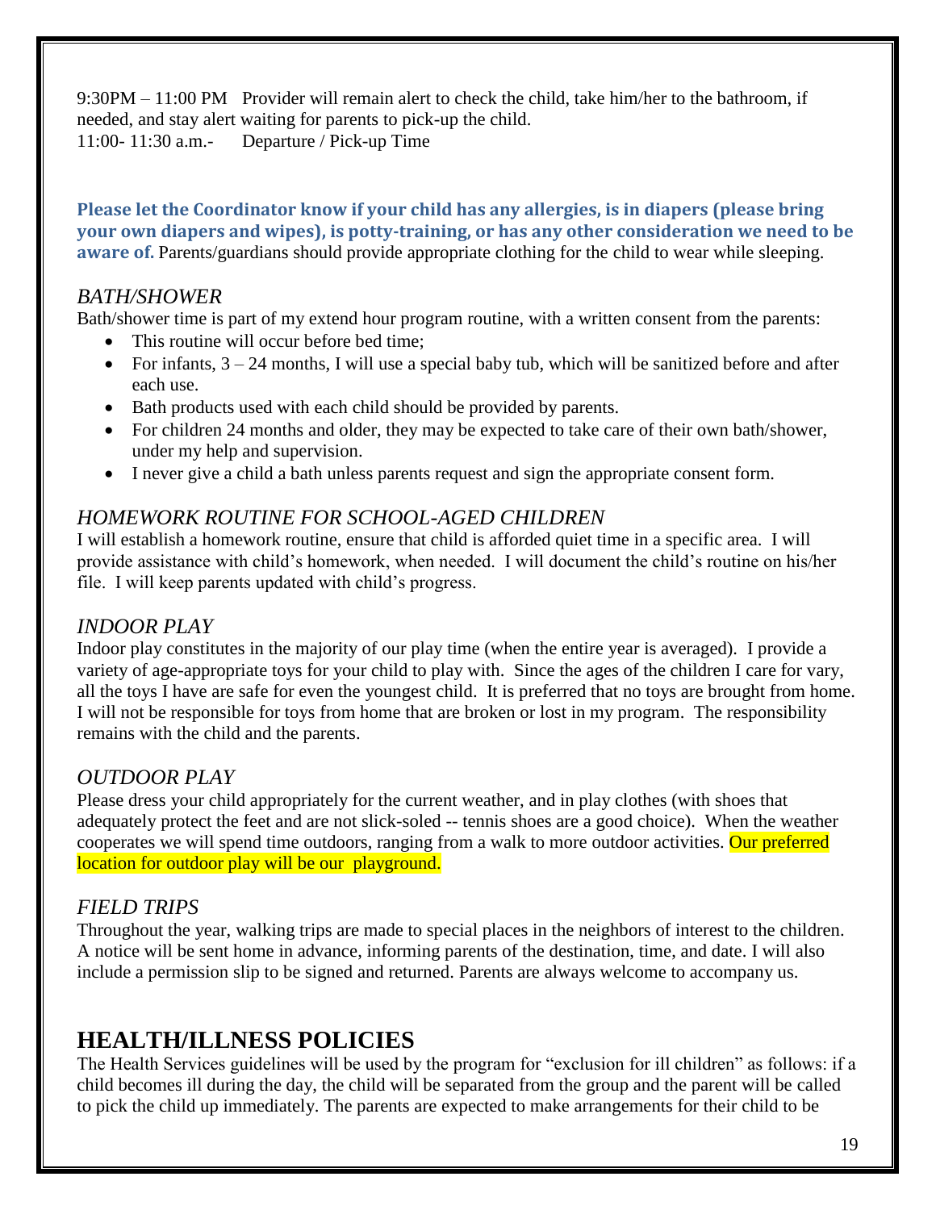9:30PM – 11:00 PM Provider will remain alert to check the child, take him/her to the bathroom, if needed, and stay alert waiting for parents to pick-up the child.
11:00- 11:30 a.m.- Departure / Pick-up Time

**Please let the Coordinator know if your child has any allergies, is in diapers (please bring your own diapers and wipes), is potty-training, or has any other consideration we need to be aware of.** Parents/guardians should provide appropriate clothing for the child to wear while sleeping.

### *BATH/SHOWER*

Bath/shower time is part of my extend hour program routine, with a written consent from the parents:

- This routine will occur before bed time;
- For infants, 3 – 24 months, I will use a special baby tub, which will be sanitized before and after each use.
- Bath products used with each child should be provided by parents.
- For children 24 months and older, they may be expected to take care of their own bath/shower, under my help and supervision.
- I never give a child a bath unless parents request and sign the appropriate consent form.

### *HOMEWORK ROUTINE FOR SCHOOL-AGED CHILDREN*

I will establish a homework routine, ensure that child is afforded quiet time in a specific area. I will provide assistance with child's homework, when needed. I will document the child's routine on his/her file. I will keep parents updated with child's progress.

### *INDOOR PLAY*

Indoor play constitutes in the majority of our play time (when the entire year is averaged). I provide a variety of age-appropriate toys for your child to play with. Since the ages of the children I care for vary, all the toys I have are safe for even the youngest child. It is preferred that no toys are brought from home. I will not be responsible for toys from home that are broken or lost in my program. The responsibility remains with the child and the parents.

### *OUTDOOR PLAY*

Please dress your child appropriately for the current weather, and in play clothes (with shoes that adequately protect the feet and are not slick-soled -- tennis shoes are a good choice). When the weather cooperates we will spend time outdoors, ranging from a walk to more outdoor activities. Our preferred location for outdoor play will be our playground.

### *FIELD TRIPS*

Throughout the year, walking trips are made to special places in the neighbors of interest to the children. A notice will be sent home in advance, informing parents of the destination, time, and date. I will also include a permission slip to be signed and returned. Parents are always welcome to accompany us.

## HEALTH/ILLNESS POLICIES

The Health Services guidelines will be used by the program for "exclusion for ill children" as follows: if a child becomes ill during the day, the child will be separated from the group and the parent will be called to pick the child up immediately. The parents are expected to make arrangements for their child to be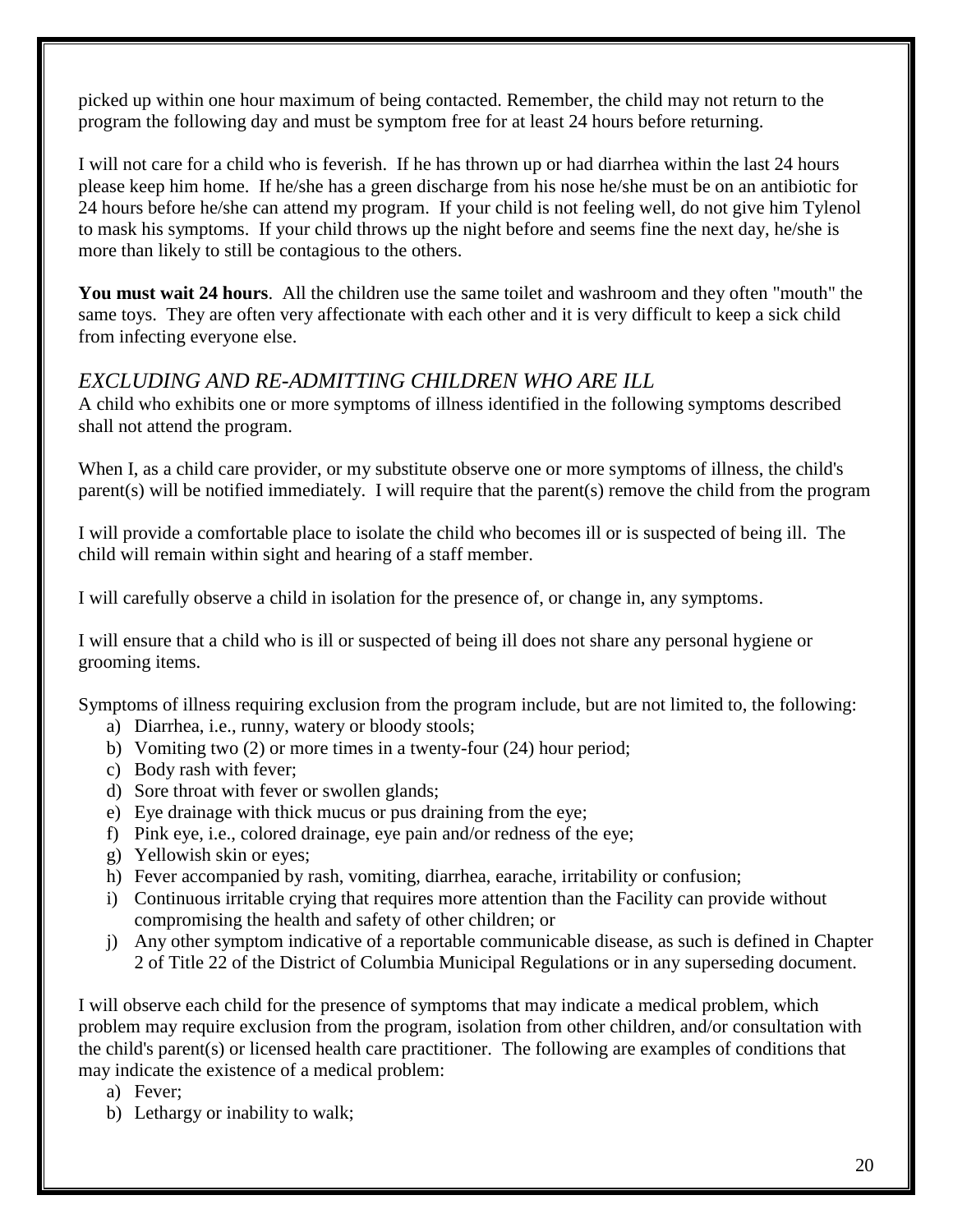picked up within one hour maximum of being contacted. Remember, the child may not return to the program the following day and must be symptom free for at least 24 hours before returning.

I will not care for a child who is feverish. If he has thrown up or had diarrhea within the last 24 hours please keep him home. If he/she has a green discharge from his nose he/she must be on an antibiotic for 24 hours before he/she can attend my program. If your child is not feeling well, do not give him Tylenol to mask his symptoms. If your child throws up the night before and seems fine the next day, he/she is more than likely to still be contagious to the others.

**You must wait 24 hours**. All the children use the same toilet and washroom and they often "mouth" the same toys. They are often very affectionate with each other and it is very difficult to keep a sick child from infecting everyone else.

## *EXCLUDING AND RE-ADMITTING CHILDREN WHO ARE ILL*

A child who exhibits one or more symptoms of illness identified in the following symptoms described shall not attend the program.

When I, as a child care provider, or my substitute observe one or more symptoms of illness, the child's parent(s) will be notified immediately. I will require that the parent(s) remove the child from the program

I will provide a comfortable place to isolate the child who becomes ill or is suspected of being ill. The child will remain within sight and hearing of a staff member.

I will carefully observe a child in isolation for the presence of, or change in, any symptoms.

I will ensure that a child who is ill or suspected of being ill does not share any personal hygiene or grooming items.

Symptoms of illness requiring exclusion from the program include, but are not limited to, the following:

a) Diarrhea, i.e., runny, watery or bloody stools;
b) Vomiting two (2) or more times in a twenty-four (24) hour period;
c) Body rash with fever;
d) Sore throat with fever or swollen glands;
e) Eye drainage with thick mucus or pus draining from the eye;
f) Pink eye, i.e., colored drainage, eye pain and/or redness of the eye;
g) Yellowish skin or eyes;
h) Fever accompanied by rash, vomiting, diarrhea, earache, irritability or confusion;
i) Continuous irritable crying that requires more attention than the Facility can provide without compromising the health and safety of other children; or
j) Any other symptom indicative of a reportable communicable disease, as such is defined in Chapter 2 of Title 22 of the District of Columbia Municipal Regulations or in any superseding document.

I will observe each child for the presence of symptoms that may indicate a medical problem, which problem may require exclusion from the program, isolation from other children, and/or consultation with the child's parent(s) or licensed health care practitioner. The following are examples of conditions that may indicate the existence of a medical problem:

a) Fever;
b) Lethargy or inability to walk;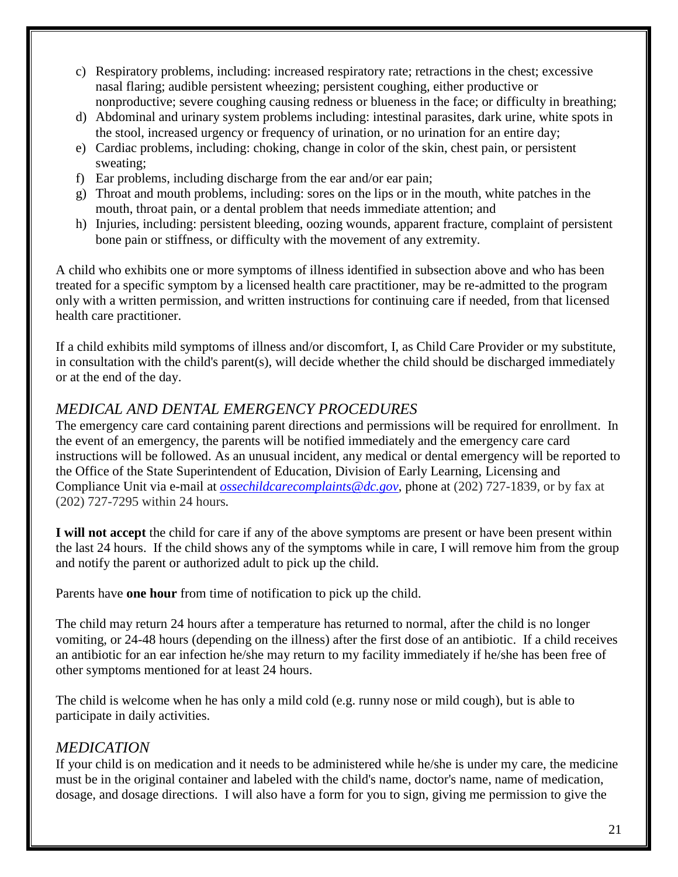c) Respiratory problems, including: increased respiratory rate; retractions in the chest; excessive nasal flaring; audible persistent wheezing; persistent coughing, either productive or nonproductive; severe coughing causing redness or blueness in the face; or difficulty in breathing;
d) Abdominal and urinary system problems including: intestinal parasites, dark urine, white spots in the stool, increased urgency or frequency of urination, or no urination for an entire day;
e) Cardiac problems, including: choking, change in color of the skin, chest pain, or persistent sweating;
f) Ear problems, including discharge from the ear and/or ear pain;
g) Throat and mouth problems, including: sores on the lips or in the mouth, white patches in the mouth, throat pain, or a dental problem that needs immediate attention; and
h) Injuries, including: persistent bleeding, oozing wounds, apparent fracture, complaint of persistent bone pain or stiffness, or difficulty with the movement of any extremity.

A child who exhibits one or more symptoms of illness identified in subsection above and who has been treated for a specific symptom by a licensed health care practitioner, may be re-admitted to the program only with a written permission, and written instructions for continuing care if needed, from that licensed health care practitioner.

If a child exhibits mild symptoms of illness and/or discomfort, I, as Child Care Provider or my substitute, in consultation with the child's parent(s), will decide whether the child should be discharged immediately or at the end of the day.

## *MEDICAL AND DENTAL EMERGENCY PROCEDURES*

The emergency care card containing parent directions and permissions will be required for enrollment. In the event of an emergency, the parents will be notified immediately and the emergency care card instructions will be followed. As an unusual incident, any medical or dental emergency will be reported to the Office of the State Superintendent of Education, Division of Early Learning, Licensing and Compliance Unit via e-mail at *ossechildcarecomplaints@dc.gov*, phone at (202) 727-1839, or by fax at (202) 727-7295 within 24 hours.

**I will not accept** the child for care if any of the above symptoms are present or have been present within the last 24 hours. If the child shows any of the symptoms while in care, I will remove him from the group and notify the parent or authorized adult to pick up the child.

Parents have **one hour** from time of notification to pick up the child.

The child may return 24 hours after a temperature has returned to normal, after the child is no longer vomiting, or 24-48 hours (depending on the illness) after the first dose of an antibiotic. If a child receives an antibiotic for an ear infection he/she may return to my facility immediately if he/she has been free of other symptoms mentioned for at least 24 hours.

The child is welcome when he has only a mild cold (e.g. runny nose or mild cough), but is able to participate in daily activities.

## *MEDICATION*

If your child is on medication and it needs to be administered while he/she is under my care, the medicine must be in the original container and labeled with the child's name, doctor's name, name of medication, dosage, and dosage directions. I will also have a form for you to sign, giving me permission to give the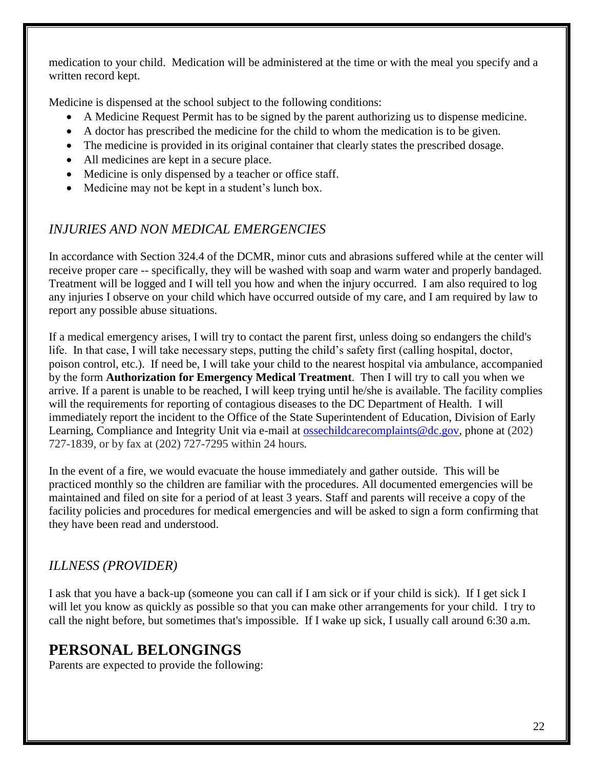medication to your child. Medication will be administered at the time or with the meal you specify and a written record kept.

Medicine is dispensed at the school subject to the following conditions:

- A Medicine Request Permit has to be signed by the parent authorizing us to dispense medicine.
- A doctor has prescribed the medicine for the child to whom the medication is to be given.
- The medicine is provided in its original container that clearly states the prescribed dosage.
- All medicines are kept in a secure place.
- Medicine is only dispensed by a teacher or office staff.
- Medicine may not be kept in a student's lunch box.

### *INJURIES AND NON MEDICAL EMERGENCIES*

In accordance with Section 324.4 of the DCMR, minor cuts and abrasions suffered while at the center will receive proper care -- specifically, they will be washed with soap and warm water and properly bandaged. Treatment will be logged and I will tell you how and when the injury occurred. I am also required to log any injuries I observe on your child which have occurred outside of my care, and I am required by law to report any possible abuse situations.

If a medical emergency arises, I will try to contact the parent first, unless doing so endangers the child's life. In that case, I will take necessary steps, putting the child's safety first (calling hospital, doctor, poison control, etc.). If need be, I will take your child to the nearest hospital via ambulance, accompanied by the form **Authorization for Emergency Medical Treatment**. Then I will try to call you when we arrive. If a parent is unable to be reached, I will keep trying until he/she is available. The facility complies will the requirements for reporting of contagious diseases to the DC Department of Health. I will immediately report the incident to the Office of the State Superintendent of Education, Division of Early Learning, Compliance and Integrity Unit via e-mail at ossechildcarecomplaints@dc.gov, phone at (202) 727-1839, or by fax at (202) 727-7295 within 24 hours.

In the event of a fire, we would evacuate the house immediately and gather outside. This will be practiced monthly so the children are familiar with the procedures. All documented emergencies will be maintained and filed on site for a period of at least 3 years. Staff and parents will receive a copy of the facility policies and procedures for medical emergencies and will be asked to sign a form confirming that they have been read and understood.

### *ILLNESS (PROVIDER)*

I ask that you have a back-up (someone you can call if I am sick or if your child is sick). If I get sick I will let you know as quickly as possible so that you can make other arrangements for your child. I try to call the night before, but sometimes that's impossible. If I wake up sick, I usually call around 6:30 a.m.

## PERSONAL BELONGINGS

Parents are expected to provide the following: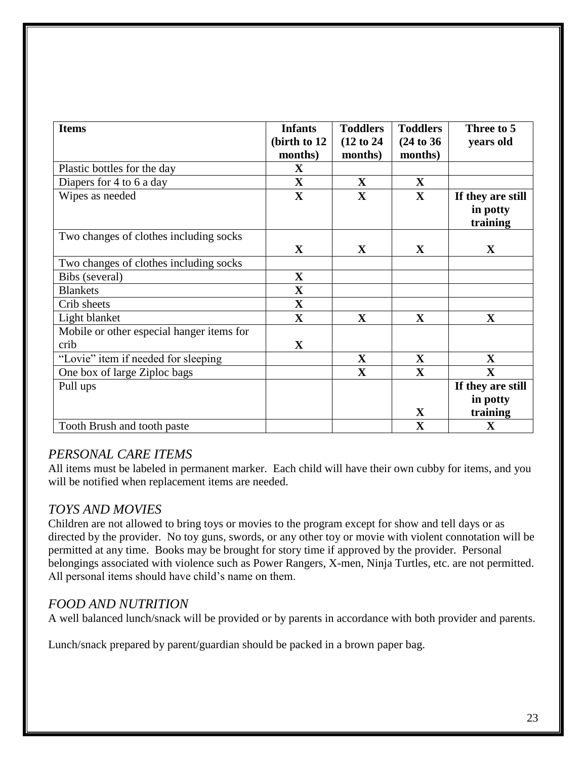| Items | Infants (birth to 12 months) | Toddlers (12 to 24 months) | Toddlers (24 to 36 months) | Three to 5 years old |
|---|---|---|---|---|
| Plastic bottles for the day | X | | | |
| Diapers for 4 to 6 a day | X | X | X | |
| Wipes as needed | X | X | X | If they are still in potty training |
| Two changes of clothes including socks | X | X | X | X |
| Two changes of clothes including socks | | | | |
| Bibs (several) | X | | | |
| Blankets | X | | | |
| Crib sheets | X | | | |
| Light blanket | X | X | X | X |
| Mobile or other especial hanger items for crib | X | | | |
| "Lovie" item if needed for sleeping | | X | X | X |
| One box of large Ziploc bags | | X | X | X |
| Pull ups | | | X | If they are still in potty training |
| Tooth Brush and tooth paste | | | X | X |

## *PERSONAL CARE ITEMS*

All items must be labeled in permanent marker. Each child will have their own cubby for items, and you will be notified when replacement items are needed.

## *TOYS AND MOVIES*

Children are not allowed to bring toys or movies to the program except for show and tell days or as directed by the provider. No toy guns, swords, or any other toy or movie with violent connotation will be permitted at any time. Books may be brought for story time if approved by the provider. Personal belongings associated with violence such as Power Rangers, X-men, Ninja Turtles, etc. are not permitted. All personal items should have child's name on them.

## *FOOD AND NUTRITION*

A well balanced lunch/snack will be provided or by parents in accordance with both provider and parents.

Lunch/snack prepared by parent/guardian should be packed in a brown paper bag.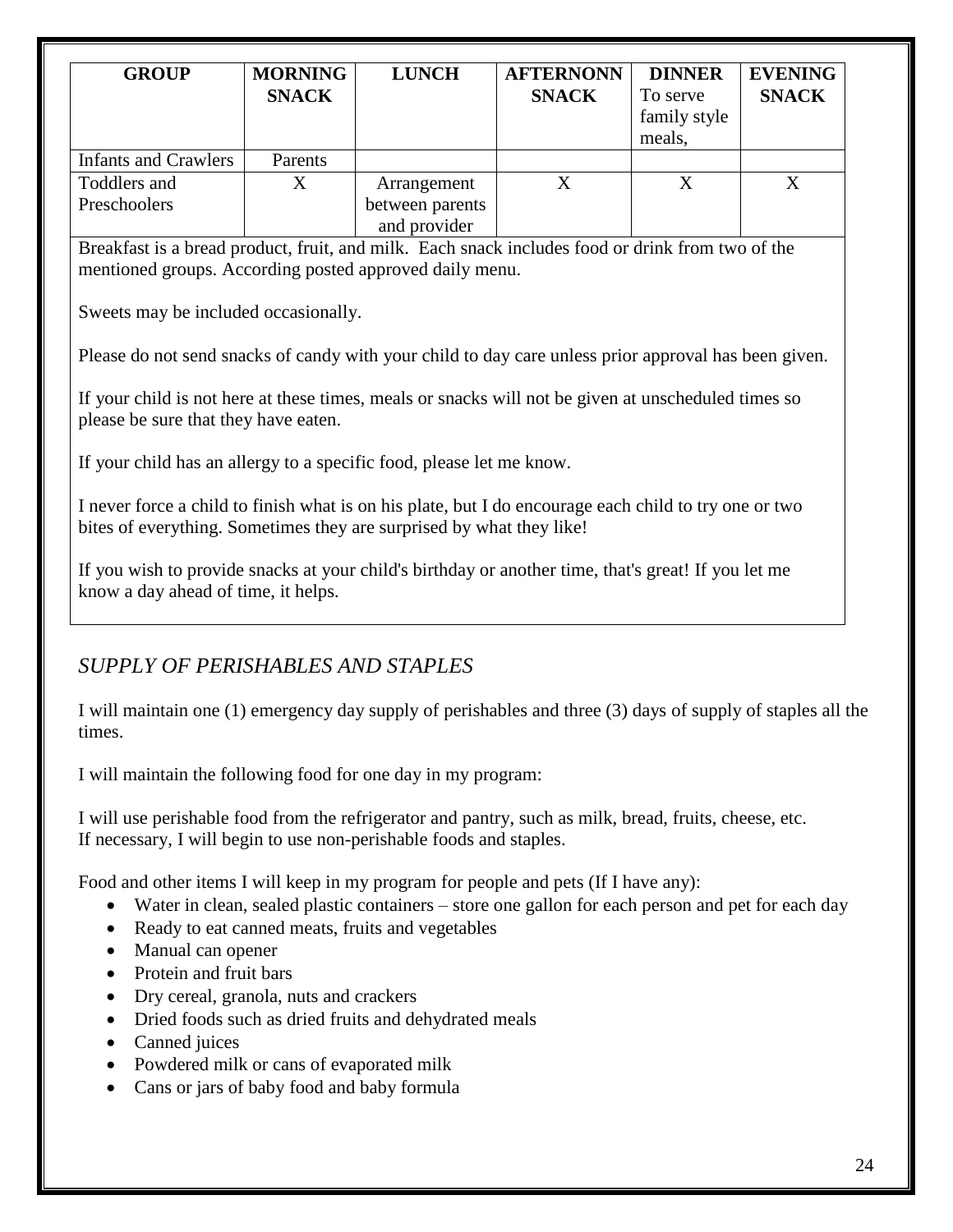| GROUP | MORNING SNACK | LUNCH | AFTERNONN SNACK | DINNER To serve family style meals, | EVENING SNACK |
|---|---|---|---|---|---|
| Infants and Crawlers | Parents | | | | |
| Toddlers and Preschoolers | X | Arrangement between parents and provider | X | X | X |

Breakfast is a bread product, fruit, and milk. Each snack includes food or drink from two of the mentioned groups. According posted approved daily menu.

Sweets may be included occasionally.

Please do not send snacks of candy with your child to day care unless prior approval has been given.

If your child is not here at these times, meals or snacks will not be given at unscheduled times so please be sure that they have eaten.

If your child has an allergy to a specific food, please let me know.

I never force a child to finish what is on his plate, but I do encourage each child to try one or two bites of everything. Sometimes they are surprised by what they like!

If you wish to provide snacks at your child's birthday or another time, that's great! If you let me know a day ahead of time, it helps.

## *SUPPLY OF PERISHABLES AND STAPLES*

I will maintain one (1) emergency day supply of perishables and three (3) days of supply of staples all the times.

I will maintain the following food for one day in my program:

I will use perishable food from the refrigerator and pantry, such as milk, bread, fruits, cheese, etc.
If necessary, I will begin to use non-perishable foods and staples.

Food and other items I will keep in my program for people and pets (If I have any):

- Water in clean, sealed plastic containers – store one gallon for each person and pet for each day
- Ready to eat canned meats, fruits and vegetables
- Manual can opener
- Protein and fruit bars
- Dry cereal, granola, nuts and crackers
- Dried foods such as dried fruits and dehydrated meals
- Canned juices
- Powdered milk or cans of evaporated milk
- Cans or jars of baby food and baby formula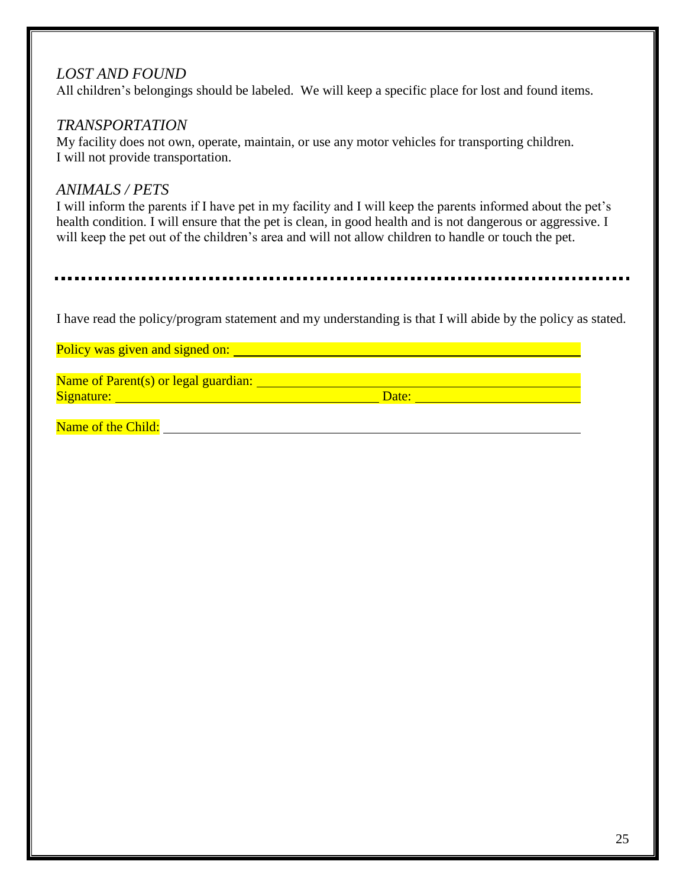### *LOST AND FOUND*

All children's belongings should be labeled. We will keep a specific place for lost and found items.

### *TRANSPORTATION*

My facility does not own, operate, maintain, or use any motor vehicles for transporting children.
I will not provide transportation.

### *ANIMALS / PETS*

I will inform the parents if I have pet in my facility and I will keep the parents informed about the pet's health condition. I will ensure that the pet is clean, in good health and is not dangerous or aggressive. I will keep the pet out of the children's area and will not allow children to handle or touch the pet.

---

I have read the policy/program statement and my understanding is that I will abide by the policy as stated.

Policy was given and signed on: ______________________________________________

Name of Parent(s) or legal guardian: ______________________________________________
Signature: ______________________________________ Date: ________________________

Name of the Child: ______________________________________________________________